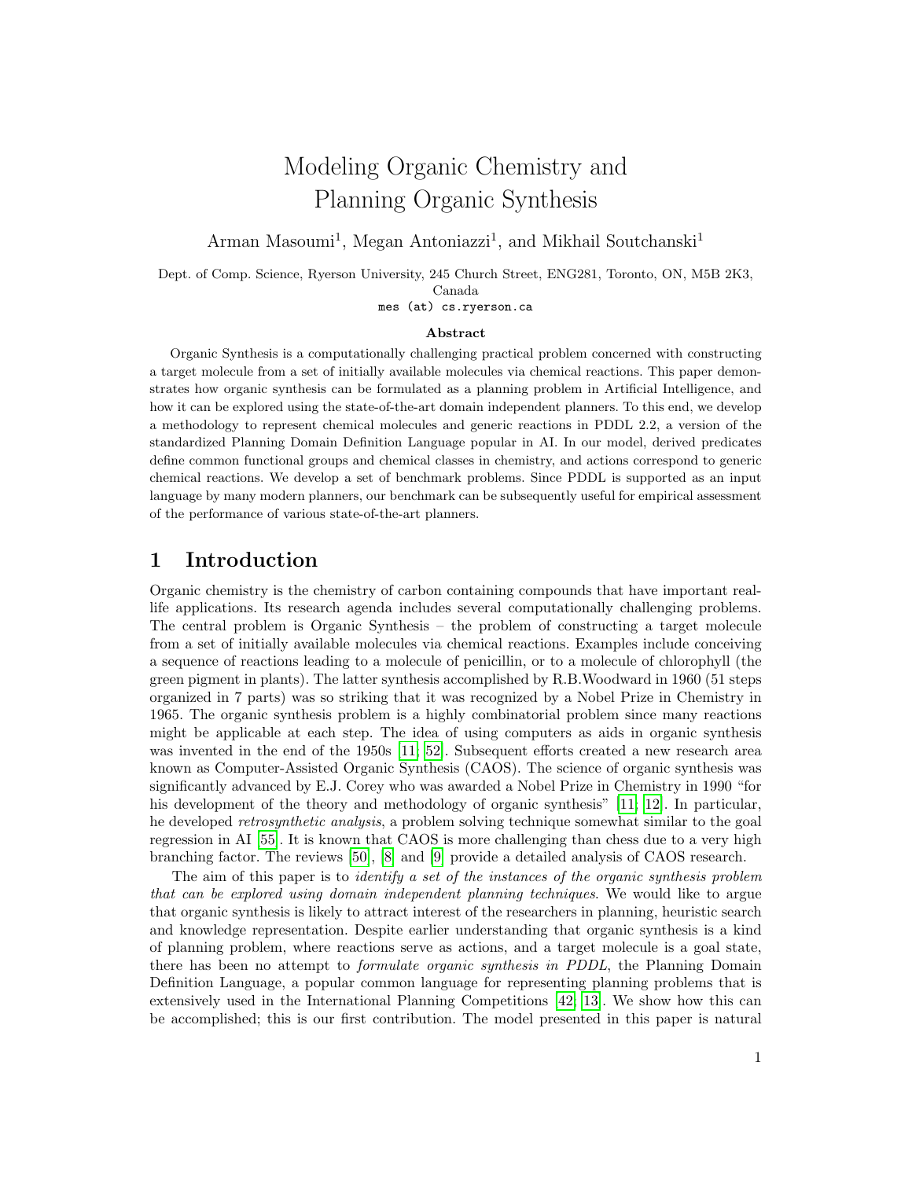# Modeling Organic Chemistry and Planning Organic Synthesis

Arman Masoumi[1], Megan Antoniazzi[1], and Mikhail Soutchanski[1]

Dept. of Comp. Science, Ryerson University, 245 Church Street, ENG281, Toronto, ON, M5B 2K3, Canada

mes (at) cs.ryerson.ca

### Abstract

Organic Synthesis is a computationally challenging practical problem concerned with constructing a target molecule from a set of initially available molecules via chemical reactions. This paper demonstrates how organic synthesis can be formulated as a planning problem in Artificial Intelligence, and how it can be explored using the state-of-the-art domain independent planners. To this end, we develop a methodology to represent chemical molecules and generic reactions in PDDL 2.2, a version of the standardized Planning Domain Definition Language popular in AI. In our model, derived predicates define common functional groups and chemical classes in chemistry, and actions correspond to generic chemical reactions. We develop a set of benchmark problems. Since PDDL is supported as an input language by many modern planners, our benchmark can be subsequently useful for empirical assessment of the performance of various state-of-the-art planners.

## 1 Introduction

Organic chemistry is the chemistry of carbon containing compounds that have important real-life applications. Its research agenda includes several computationally challenging problems. The central problem is Organic Synthesis – the problem of constructing a target molecule from a set of initially available molecules via chemical reactions. Examples include conceiving a sequence of reactions leading to a molecule of penicillin, or to a molecule of chlorophyll (the green pigment in plants). The latter synthesis accomplished by R.B.Woodward in 1960 (51 steps organized in 7 parts) was so striking that it was recognized by a Nobel Prize in Chemistry in 1965. The organic synthesis problem is a highly combinatorial problem since many reactions might be applicable at each step. The idea of using computers as aids in organic synthesis was invented in the end of the 1950s [11; 52]. Subsequent efforts created a new research area known as Computer-Assisted Organic Synthesis (CAOS). The science of organic synthesis was significantly advanced by E.J. Corey who was awarded a Nobel Prize in Chemistry in 1990 "for his development of the theory and methodology of organic synthesis" [11; 12]. In particular, he developed *retrosynthetic analysis*, a problem solving technique somewhat similar to the goal regression in AI [55]. It is known that CAOS is more challenging than chess due to a very high branching factor. The reviews [50], [8] and [9] provide a detailed analysis of CAOS research.

The aim of this paper is to *identify a set of the instances of the organic synthesis problem that can be explored using domain independent planning techniques*. We would like to argue that organic synthesis is likely to attract interest of the researchers in planning, heuristic search and knowledge representation. Despite earlier understanding that organic synthesis is a kind of planning problem, where reactions serve as actions, and a target molecule is a goal state, there has been no attempt to *formulate organic synthesis in PDDL*, the Planning Domain Definition Language, a popular common language for representing planning problems that is extensively used in the International Planning Competitions [42; 13]. We show how this can be accomplished; this is our first contribution. The model presented in this paper is natural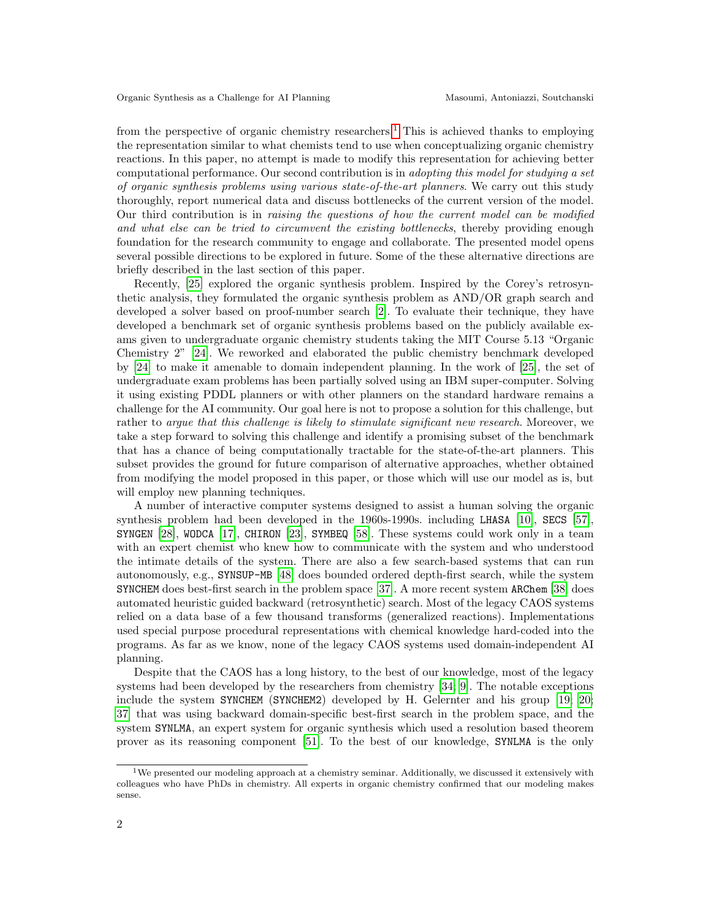from the perspective of organic chemistry researchers.[1] This is achieved thanks to employing the representation similar to what chemists tend to use when conceptualizing organic chemistry reactions. In this paper, no attempt is made to modify this representation for achieving better computational performance. Our second contribution is in *adopting this model for studying a set of organic synthesis problems using various state-of-the-art planners*. We carry out this study thoroughly, report numerical data and discuss bottlenecks of the current version of the model. Our third contribution is in *raising the questions of how the current model can be modified and what else can be tried to circumvent the existing bottlenecks*, thereby providing enough foundation for the research community to engage and collaborate. The presented model opens several possible directions to be explored in future. Some of the these alternative directions are briefly described in the last section of this paper.

Recently, [25] explored the organic synthesis problem. Inspired by the Corey's retrosynthetic analysis, they formulated the organic synthesis problem as AND/OR graph search and developed a solver based on proof-number search [2]. To evaluate their technique, they have developed a benchmark set of organic synthesis problems based on the publicly available exams given to undergraduate organic chemistry students taking the MIT Course 5.13 "Organic Chemistry 2" [24]. We reworked and elaborated the public chemistry benchmark developed by [24] to make it amenable to domain independent planning. In the work of [25], the set of undergraduate exam problems has been partially solved using an IBM super-computer. Solving it using existing PDDL planners or with other planners on the standard hardware remains a challenge for the AI community. Our goal here is not to propose a solution for this challenge, but rather to *argue that this challenge is likely to stimulate significant new research*. Moreover, we take a step forward to solving this challenge and identify a promising subset of the benchmark that has a chance of being computationally tractable for the state-of-the-art planners. This subset provides the ground for future comparison of alternative approaches, whether obtained from modifying the model proposed in this paper, or those which will use our model as is, but will employ new planning techniques.

A number of interactive computer systems designed to assist a human solving the organic synthesis problem had been developed in the 1960s-1990s. including `LHASA` [10], `SECS` [57], `SYNGEN` [28], `WODCA` [17], `CHIRON` [23], `SYMBEQ` [58]. These systems could work only in a team with an expert chemist who knew how to communicate with the system and who understood the intimate details of the system. There are also a few search-based systems that can run autonomously, e.g., `SYNSUP-MB` [48] does bounded ordered depth-first search, while the system `SYNCHEM` does best-first search in the problem space [37]. A more recent system `ARChem` [38] does automated heuristic guided backward (retrosynthetic) search. Most of the legacy CAOS systems relied on a data base of a few thousand transforms (generalized reactions). Implementations used special purpose procedural representations with chemical knowledge hard-coded into the programs. As far as we know, none of the legacy CAOS systems used domain-independent AI planning.

Despite that the CAOS has a long history, to the best of our knowledge, most of the legacy systems had been developed by the researchers from chemistry [34, 9]. The notable exceptions include the system `SYNCHEM` (`SYNCHEM2`) developed by H. Gelernter and his group [19, 20, 37] that was using backward domain-specific best-first search in the problem space, and the system `SYNLMA`, an expert system for organic synthesis which used a resolution based theorem prover as its reasoning component [51]. To the best of our knowledge, `SYNLMA` is the only

[1] We presented our modeling approach at a chemistry seminar. Additionally, we discussed it extensively with colleagues who have PhDs in chemistry. All experts in organic chemistry confirmed that our modeling makes sense.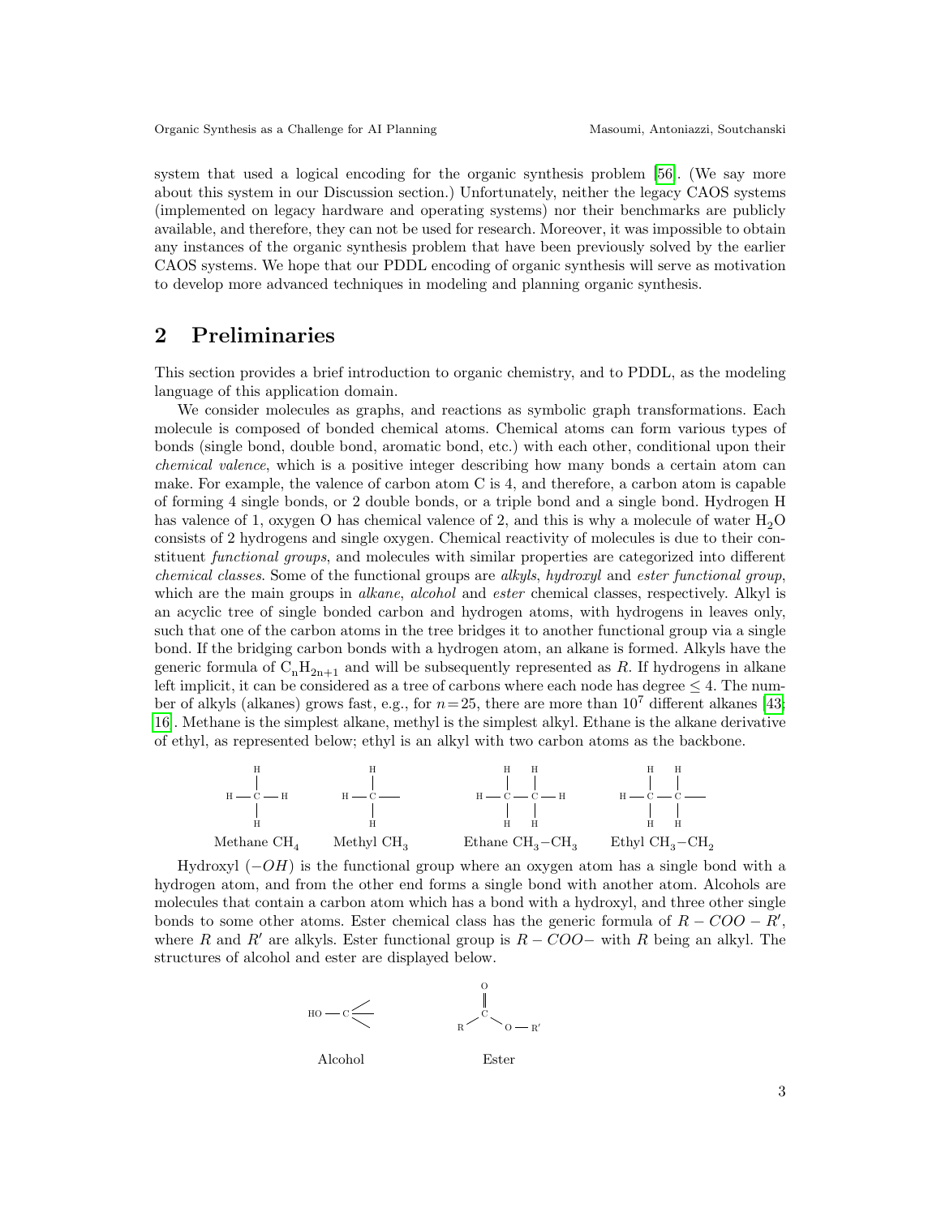system that used a logical encoding for the organic synthesis problem [56]. (We say more about this system in our Discussion section.) Unfortunately, neither the legacy CAOS systems (implemented on legacy hardware and operating systems) nor their benchmarks are publicly available, and therefore, they can not be used for research. Moreover, it was impossible to obtain any instances of the organic synthesis problem that have been previously solved by the earlier CAOS systems. We hope that our PDDL encoding of organic synthesis will serve as motivation to develop more advanced techniques in modeling and planning organic synthesis.

## 2 Preliminaries

This section provides a brief introduction to organic chemistry, and to PDDL, as the modeling language of this application domain.

We consider molecules as graphs, and reactions as symbolic graph transformations. Each molecule is composed of bonded chemical atoms. Chemical atoms can form various types of bonds (single bond, double bond, aromatic bond, etc.) with each other, conditional upon their *chemical valence*, which is a positive integer describing how many bonds a certain atom can make. For example, the valence of carbon atom C is 4, and therefore, a carbon atom is capable of forming 4 single bonds, or 2 double bonds, or a triple bond and a single bond. Hydrogen H has valence of 1, oxygen O has chemical valence of 2, and this is why a molecule of water $H_2O$ consists of 2 hydrogens and single oxygen. Chemical reactivity of molecules is due to their constituent *functional groups*, and molecules with similar properties are categorized into different *chemical classes*. Some of the functional groups are *alkyls*, *hydroxyl* and *ester functional group*, which are the main groups in *alkane*, *alcohol* and *ester* chemical classes, respectively. Alkyl is an acyclic tree of single bonded carbon and hydrogen atoms, with hydrogens in leaves only, such that one of the carbon atoms in the tree bridges it to another functional group via a single bond. If the bridging carbon bonds with a hydrogen atom, an alkane is formed. Alkyls have the generic formula of $C_nH_{2n+1}$ and will be subsequently represented as $R$. If hydrogens in alkane left implicit, it can be considered as a tree of carbons where each node has degree $\leq 4$. The number of alkyls (alkanes) grows fast, e.g., for $n = 25$, there are more than $10^7$ different alkanes [43; 16]. Methane is the simplest alkane, methyl is the simplest alkyl. Ethane is the alkane derivative of ethyl, as represented below; ethyl is an alkyl with two carbon atoms as the backbone.

Methane $CH_4$ Methyl $CH_3$ Ethane $CH_3{-}CH_3$ Ethyl $CH_3{-}CH_2$

Hydroxyl ($-OH$) is the functional group where an oxygen atom has a single bond with a hydrogen atom, and from the other end forms a single bond with another atom. Alcohols are molecules that contain a carbon atom which has a bond with a hydroxyl, and three other single bonds to some other atoms. Ester chemical class has the generic formula of $R - COO - R'$, where $R$ and $R'$ are alkyls. Ester functional group is $R - COO-$ with $R$ being an alkyl. The structures of alcohol and ester are displayed below.

Alcohol Ester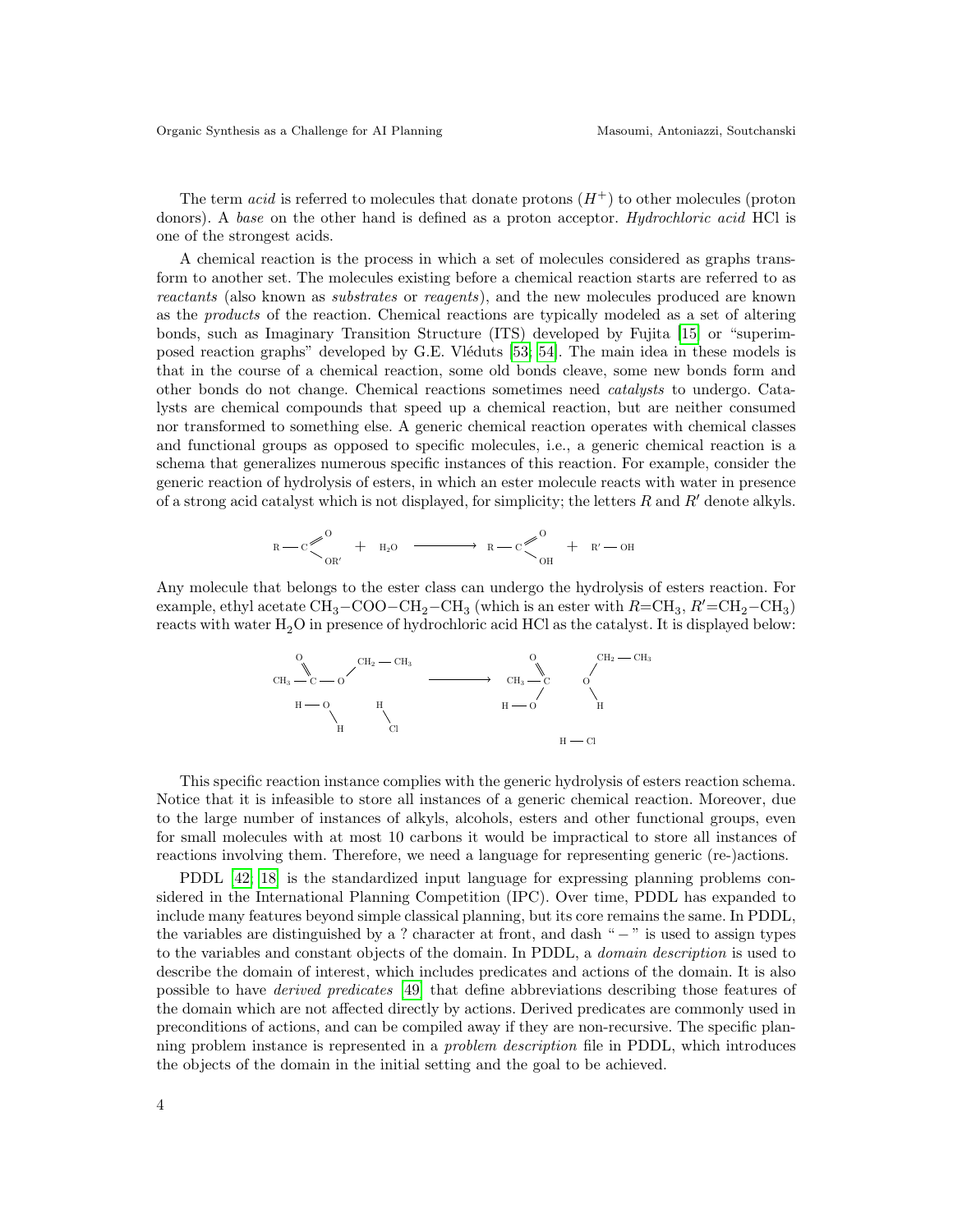The term *acid* is referred to molecules that donate protons ($H^+$) to other molecules (proton donors). A *base* on the other hand is defined as a proton acceptor. *Hydrochloric acid* HCl is one of the strongest acids.

A chemical reaction is the process in which a set of molecules considered as graphs transform to another set. The molecules existing before a chemical reaction starts are referred to as *reactants* (also known as *substrates* or *reagents*), and the new molecules produced are known as the *products* of the reaction. Chemical reactions are typically modeled as a set of altering bonds, such as Imaginary Transition Structure (ITS) developed by Fujita [15] or "superimposed reaction graphs" developed by G.E. Vléduts [53, 54]. The main idea in these models is that in the course of a chemical reaction, some old bonds cleave, some new bonds form and other bonds do not change. Chemical reactions sometimes need *catalysts* to undergo. Catalysts are chemical compounds that speed up a chemical reaction, but are neither consumed nor transformed to something else. A generic chemical reaction operates with chemical classes and functional groups as opposed to specific molecules, i.e., a generic chemical reaction is a schema that generalizes numerous specific instances of this reaction. For example, consider the generic reaction of hydrolysis of esters, in which an ester molecule reacts with water in presence of a strong acid catalyst which is not displayed, for simplicity; the letters $R$ and $R'$ denote alkyls.

$$R-C(=O)-OR' + H_2O \longrightarrow R-C(=O)-OH + R'-OH$$

Any molecule that belongs to the ester class can undergo the hydrolysis of esters reaction. For example, ethyl acetate $CH_3{-}COO{-}CH_2{-}CH_3$ (which is an ester with $R$=$CH_3$, $R'$=$CH_2{-}CH_3$) reacts with water $H_2O$ in presence of hydrochloric acid HCl as the catalyst. It is displayed below:

$$CH_3-C(=O)-O-CH_2-CH_3 \quad H-O-H \quad H-Cl \longrightarrow CH_3-C(=O)-O-H \quad CH_3-CH_2-O-H \quad H-Cl$$

This specific reaction instance complies with the generic hydrolysis of esters reaction schema. Notice that it is infeasible to store all instances of a generic chemical reaction. Moreover, due to the large number of instances of alkyls, alcohols, esters and other functional groups, even for small molecules with at most 10 carbons it would be impractical to store all instances of reactions involving them. Therefore, we need a language for representing generic (re-)actions.

PDDL [42, 18] is the standardized input language for expressing planning problems considered in the International Planning Competition (IPC). Over time, PDDL has expanded to include many features beyond simple classical planning, but its core remains the same. In PDDL, the variables are distinguished by a ? character at front, and dash " − " is used to assign types to the variables and constant objects of the domain. In PDDL, a *domain description* is used to describe the domain of interest, which includes predicates and actions of the domain. It is also possible to have *derived predicates* [49] that define abbreviations describing those features of the domain which are not affected directly by actions. Derived predicates are commonly used in preconditions of actions, and can be compiled away if they are non-recursive. The specific planning problem instance is represented in a *problem description* file in PDDL, which introduces the objects of the domain in the initial setting and the goal to be achieved.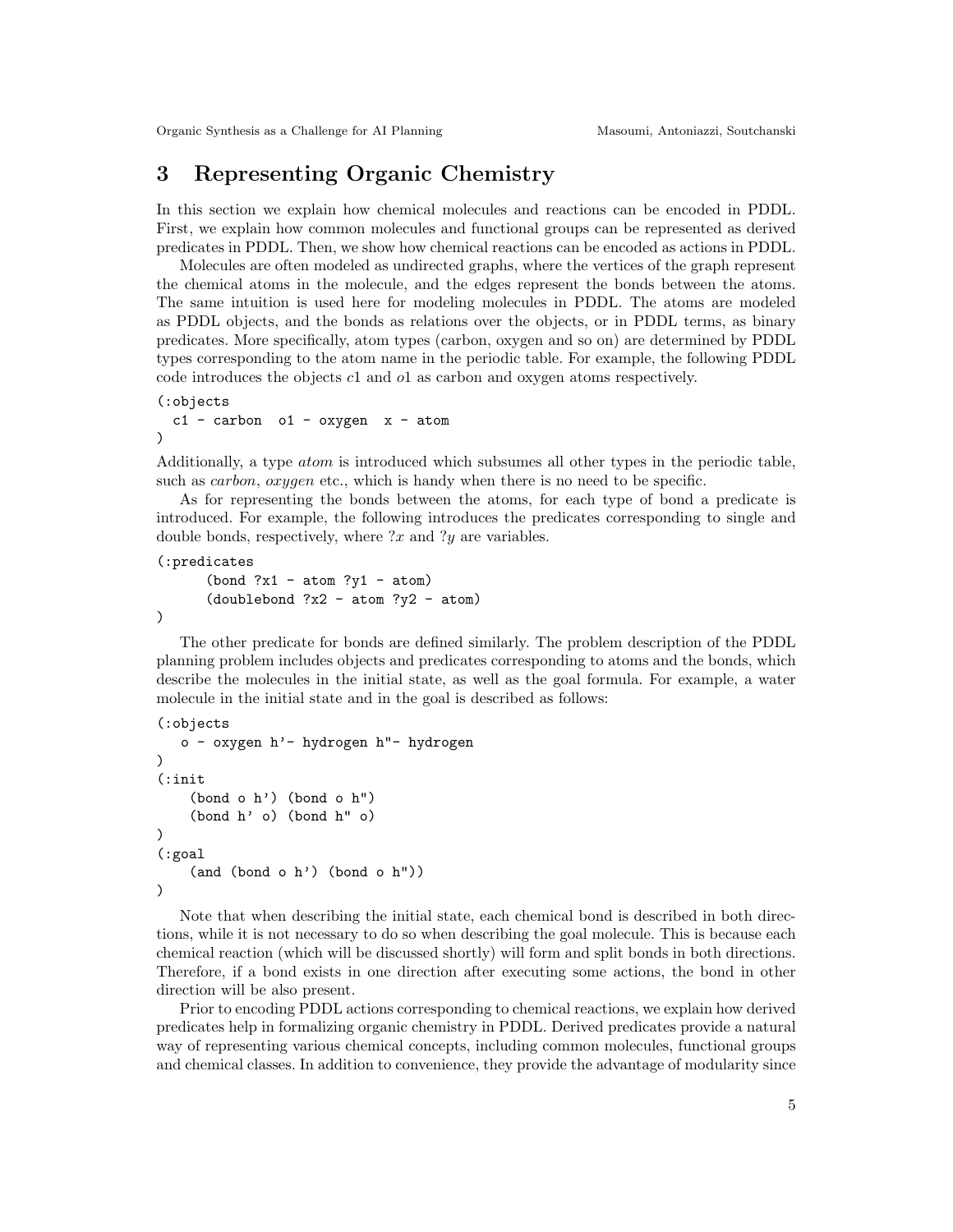## 3 Representing Organic Chemistry

In this section we explain how chemical molecules and reactions can be encoded in PDDL. First, we explain how common molecules and functional groups can be represented as derived predicates in PDDL. Then, we show how chemical reactions can be encoded as actions in PDDL.

Molecules are often modeled as undirected graphs, where the vertices of the graph represent the chemical atoms in the molecule, and the edges represent the bonds between the atoms. The same intuition is used here for modeling molecules in PDDL. The atoms are modeled as PDDL objects, and the bonds as relations over the objects, or in PDDL terms, as binary predicates. More specifically, atom types (carbon, oxygen and so on) are determined by PDDL types corresponding to the atom name in the periodic table. For example, the following PDDL code introduces the objects $c1$ and $o1$ as carbon and oxygen atoms respectively.

```
(:objects
  c1 - carbon  o1 - oxygen  x - atom
)
```

Additionally, a type *atom* is introduced which subsumes all other types in the periodic table, such as *carbon*, *oxygen* etc., which is handy when there is no need to be specific.

As for representing the bonds between the atoms, for each type of bond a predicate is introduced. For example, the following introduces the predicates corresponding to single and double bonds, respectively, where $?x$ and $?y$ are variables.

```
(:predicates
      (bond ?x1 - atom ?y1 - atom)
      (doublebond ?x2 - atom ?y2 - atom)
)
```

The other predicate for bonds are defined similarly. The problem description of the PDDL planning problem includes objects and predicates corresponding to atoms and the bonds, which describe the molecules in the initial state, as well as the goal formula. For example, a water molecule in the initial state and in the goal is described as follows:

```
(:objects
   o - oxygen h'- hydrogen h"- hydrogen
)
(:init
    (bond o h') (bond o h")
    (bond h' o) (bond h" o)
)
(:goal
    (and (bond o h') (bond o h"))
)
```

Note that when describing the initial state, each chemical bond is described in both directions, while it is not necessary to do so when describing the goal molecule. This is because each chemical reaction (which will be discussed shortly) will form and split bonds in both directions. Therefore, if a bond exists in one direction after executing some actions, the bond in other direction will be also present.

Prior to encoding PDDL actions corresponding to chemical reactions, we explain how derived predicates help in formalizing organic chemistry in PDDL. Derived predicates provide a natural way of representing various chemical concepts, including common molecules, functional groups and chemical classes. In addition to convenience, they provide the advantage of modularity since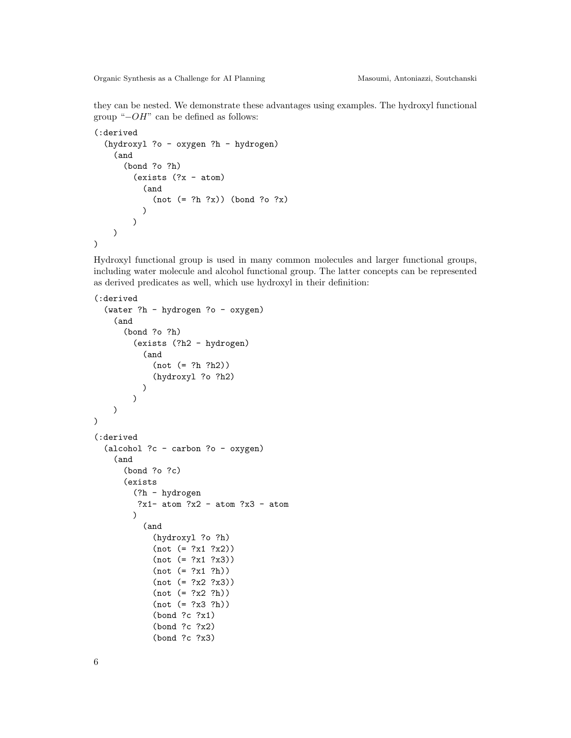they can be nested. We demonstrate these advantages using examples. The hydroxyl functional group "$-OH$" can be defined as follows:

```
(:derived
  (hydroxyl ?o - oxygen ?h - hydrogen)
    (and
      (bond ?o ?h)
        (exists (?x - atom)
          (and
            (not (= ?h ?x)) (bond ?o ?x)
          )
        )
    )
)
```

Hydroxyl functional group is used in many common molecules and larger functional groups, including water molecule and alcohol functional group. The latter concepts can be represented as derived predicates as well, which use hydroxyl in their definition:

```
(:derived
  (water ?h - hydrogen ?o - oxygen)
    (and
      (bond ?o ?h)
        (exists (?h2 - hydrogen)
          (and
            (not (= ?h ?h2))
            (hydroxyl ?o ?h2)
          )
        )
    )
)

(:derived
  (alcohol ?c - carbon ?o - oxygen)
    (and
      (bond ?o ?c)
      (exists
        (?h - hydrogen
         ?x1- atom ?x2 - atom ?x3 - atom
        )
          (and
            (hydroxyl ?o ?h)
            (not (= ?x1 ?x2))
            (not (= ?x1 ?x3))
            (not (= ?x1 ?h))
            (not (= ?x2 ?x3))
            (not (= ?x2 ?h))
            (not (= ?x3 ?h))
            (bond ?c ?x1)
            (bond ?c ?x2)
            (bond ?c ?x3)
```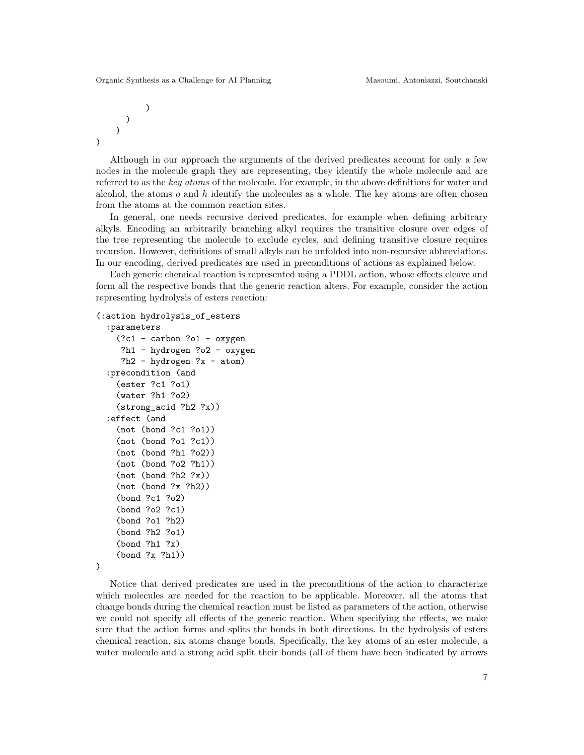```
          )
        )
      )
)
```

Although in our approach the arguments of the derived predicates account for only a few nodes in the molecule graph they are representing, they identify the whole molecule and are referred to as the *key atoms* of the molecule. For example, in the above definitions for water and alcohol, the atoms $o$ and $h$ identify the molecules as a whole. The key atoms are often chosen from the atoms at the common reaction sites.

In general, one needs recursive derived predicates, for example when defining arbitrary alkyls. Encoding an arbitrarily branching alkyl requires the transitive closure over edges of the tree representing the molecule to exclude cycles, and defining transitive closure requires recursion. However, definitions of small alkyls can be unfolded into non-recursive abbreviations. In our encoding, derived predicates are used in preconditions of actions as explained below.

Each generic chemical reaction is represented using a PDDL action, whose effects cleave and form all the respective bonds that the generic reaction alters. For example, consider the action representing hydrolysis of esters reaction:

```
(:action hydrolysis_of_esters
  :parameters
    (?c1 - carbon ?o1 - oxygen
     ?h1 - hydrogen ?o2 - oxygen
     ?h2 - hydrogen ?x - atom)
  :precondition (and
    (ester ?c1 ?o1)
    (water ?h1 ?o2)
    (strong_acid ?h2 ?x))
  :effect (and
    (not (bond ?c1 ?o1))
    (not (bond ?o1 ?c1))
    (not (bond ?h1 ?o2))
    (not (bond ?o2 ?h1))
    (not (bond ?h2 ?x))
    (not (bond ?x ?h2))
    (bond ?c1 ?o2)
    (bond ?o2 ?c1)
    (bond ?o1 ?h2)
    (bond ?h2 ?o1)
    (bond ?h1 ?x)
    (bond ?x ?h1))
)
```

Notice that derived predicates are used in the preconditions of the action to characterize which molecules are needed for the reaction to be applicable. Moreover, all the atoms that change bonds during the chemical reaction must be listed as parameters of the action, otherwise we could not specify all effects of the generic reaction. When specifying the effects, we make sure that the action forms and splits the bonds in both directions. In the hydrolysis of esters chemical reaction, six atoms change bonds. Specifically, the key atoms of an ester molecule, a water molecule and a strong acid split their bonds (all of them have been indicated by arrows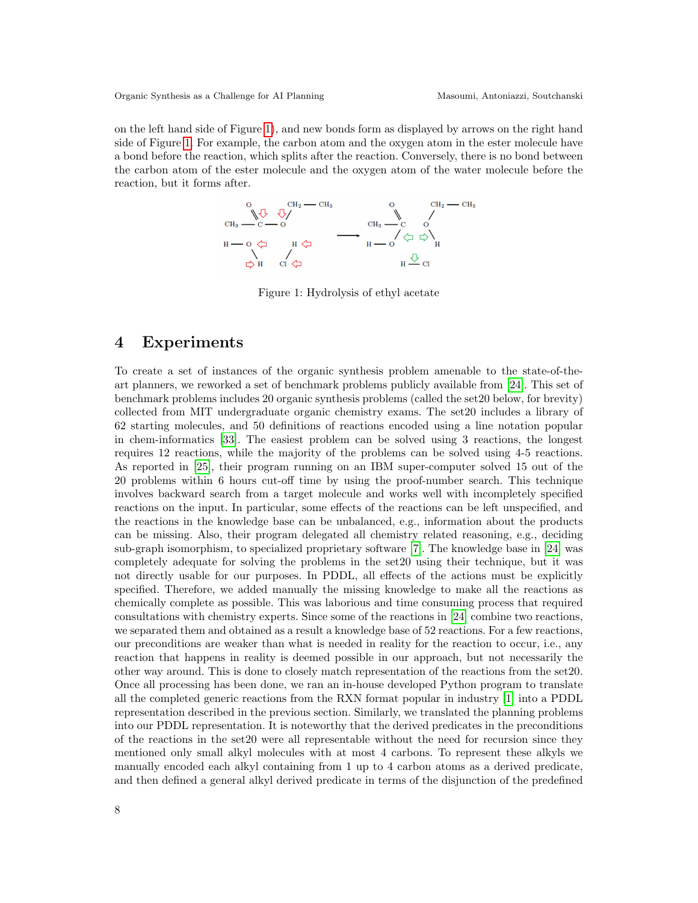on the left hand side of Figure 1), and new bonds form as displayed by arrows on the right hand side of Figure 1. For example, the carbon atom and the oxygen atom in the ester molecule have a bond before the reaction, which splits after the reaction. Conversely, there is no bond between the carbon atom of the ester molecule and the oxygen atom of the water molecule before the reaction, but it forms after.

Figure 1: Hydrolysis of ethyl acetate

# 4 Experiments

To create a set of instances of the organic synthesis problem amenable to the state-of-the-art planners, we reworked a set of benchmark problems publicly available from [24]. This set of benchmark problems includes 20 organic synthesis problems (called the set20 below, for brevity) collected from MIT undergraduate organic chemistry exams. The set20 includes a library of 62 starting molecules, and 50 definitions of reactions encoded using a line notation popular in chem-informatics [33]. The easiest problem can be solved using 3 reactions, the longest requires 12 reactions, while the majority of the problems can be solved using 4-5 reactions. As reported in [25], their program running on an IBM super-computer solved 15 out of the 20 problems within 6 hours cut-off time by using the proof-number search. This technique involves backward search from a target molecule and works well with incompletely specified reactions on the input. In particular, some effects of the reactions can be left unspecified, and the reactions in the knowledge base can be unbalanced, e.g., information about the products can be missing. Also, their program delegated all chemistry related reasoning, e.g., deciding sub-graph isomorphism, to specialized proprietary software [7]. The knowledge base in [24] was completely adequate for solving the problems in the set20 using their technique, but it was not directly usable for our purposes. In PDDL, all effects of the actions must be explicitly specified. Therefore, we added manually the missing knowledge to make all the reactions as chemically complete as possible. This was laborious and time consuming process that required consultations with chemistry experts. Since some of the reactions in [24] combine two reactions, we separated them and obtained as a result a knowledge base of 52 reactions. For a few reactions, our preconditions are weaker than what is needed in reality for the reaction to occur, i.e., any reaction that happens in reality is deemed possible in our approach, but not necessarily the other way around. This is done to closely match representation of the reactions from the set20. Once all processing has been done, we ran an in-house developed Python program to translate all the completed generic reactions from the RXN format popular in industry [1] into a PDDL representation described in the previous section. Similarly, we translated the planning problems into our PDDL representation. It is noteworthy that the derived predicates in the preconditions of the reactions in the set20 were all representable without the need for recursion since they mentioned only small alkyl molecules with at most 4 carbons. To represent these alkyls we manually encoded each alkyl containing from 1 up to 4 carbon atoms as a derived predicate, and then defined a general alkyl derived predicate in terms of the disjunction of the predefined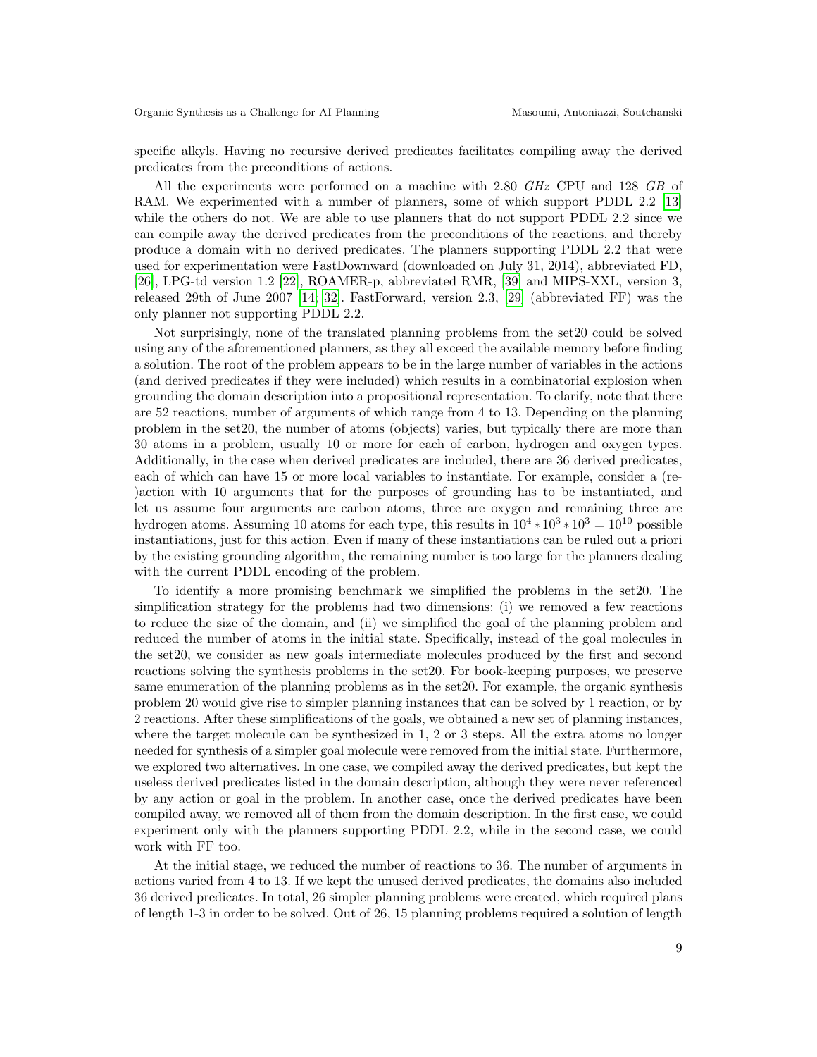specific alkyls. Having no recursive derived predicates facilitates compiling away the derived predicates from the preconditions of actions.

All the experiments were performed on a machine with 2.80 *GHz* CPU and 128 *GB* of RAM. We experimented with a number of planners, some of which support PDDL 2.2 [13] while the others do not. We are able to use planners that do not support PDDL 2.2 since we can compile away the derived predicates from the preconditions of the reactions, and thereby produce a domain with no derived predicates. The planners supporting PDDL 2.2 that were used for experimentation were FastDownward (downloaded on July 31, 2014), abbreviated FD, [26], LPG-td version 1.2 [22], ROAMER-p, abbreviated RMR, [39] and MIPS-XXL, version 3, released 29th of June 2007 [14, 32]. FastForward, version 2.3, [29] (abbreviated FF) was the only planner not supporting PDDL 2.2.

Not surprisingly, none of the translated planning problems from the set20 could be solved using any of the aforementioned planners, as they all exceed the available memory before finding a solution. The root of the problem appears to be in the large number of variables in the actions (and derived predicates if they were included) which results in a combinatorial explosion when grounding the domain description into a propositional representation. To clarify, note that there are 52 reactions, number of arguments of which range from 4 to 13. Depending on the planning problem in the set20, the number of atoms (objects) varies, but typically there are more than 30 atoms in a problem, usually 10 or more for each of carbon, hydrogen and oxygen types. Additionally, in the case when derived predicates are included, there are 36 derived predicates, each of which can have 15 or more local variables to instantiate. For example, consider a (re-)action with 10 arguments that for the purposes of grounding has to be instantiated, and let us assume four arguments are carbon atoms, three are oxygen and remaining three are hydrogen atoms. Assuming 10 atoms for each type, this results in $10^4 * 10^3 * 10^3 = 10^{10}$ possible instantiations, just for this action. Even if many of these instantiations can be ruled out a priori by the existing grounding algorithm, the remaining number is too large for the planners dealing with the current PDDL encoding of the problem.

To identify a more promising benchmark we simplified the problems in the set20. The simplification strategy for the problems had two dimensions: (i) we removed a few reactions to reduce the size of the domain, and (ii) we simplified the goal of the planning problem and reduced the number of atoms in the initial state. Specifically, instead of the goal molecules in the set20, we consider as new goals intermediate molecules produced by the first and second reactions solving the synthesis problems in the set20. For book-keeping purposes, we preserve same enumeration of the planning problems as in the set20. For example, the organic synthesis problem 20 would give rise to simpler planning instances that can be solved by 1 reaction, or by 2 reactions. After these simplifications of the goals, we obtained a new set of planning instances, where the target molecule can be synthesized in 1, 2 or 3 steps. All the extra atoms no longer needed for synthesis of a simpler goal molecule were removed from the initial state. Furthermore, we explored two alternatives. In one case, we compiled away the derived predicates, but kept the useless derived predicates listed in the domain description, although they were never referenced by any action or goal in the problem. In another case, once the derived predicates have been compiled away, we removed all of them from the domain description. In the first case, we could experiment only with the planners supporting PDDL 2.2, while in the second case, we could work with FF too.

At the initial stage, we reduced the number of reactions to 36. The number of arguments in actions varied from 4 to 13. If we kept the unused derived predicates, the domains also included 36 derived predicates. In total, 26 simpler planning problems were created, which required plans of length 1-3 in order to be solved. Out of 26, 15 planning problems required a solution of length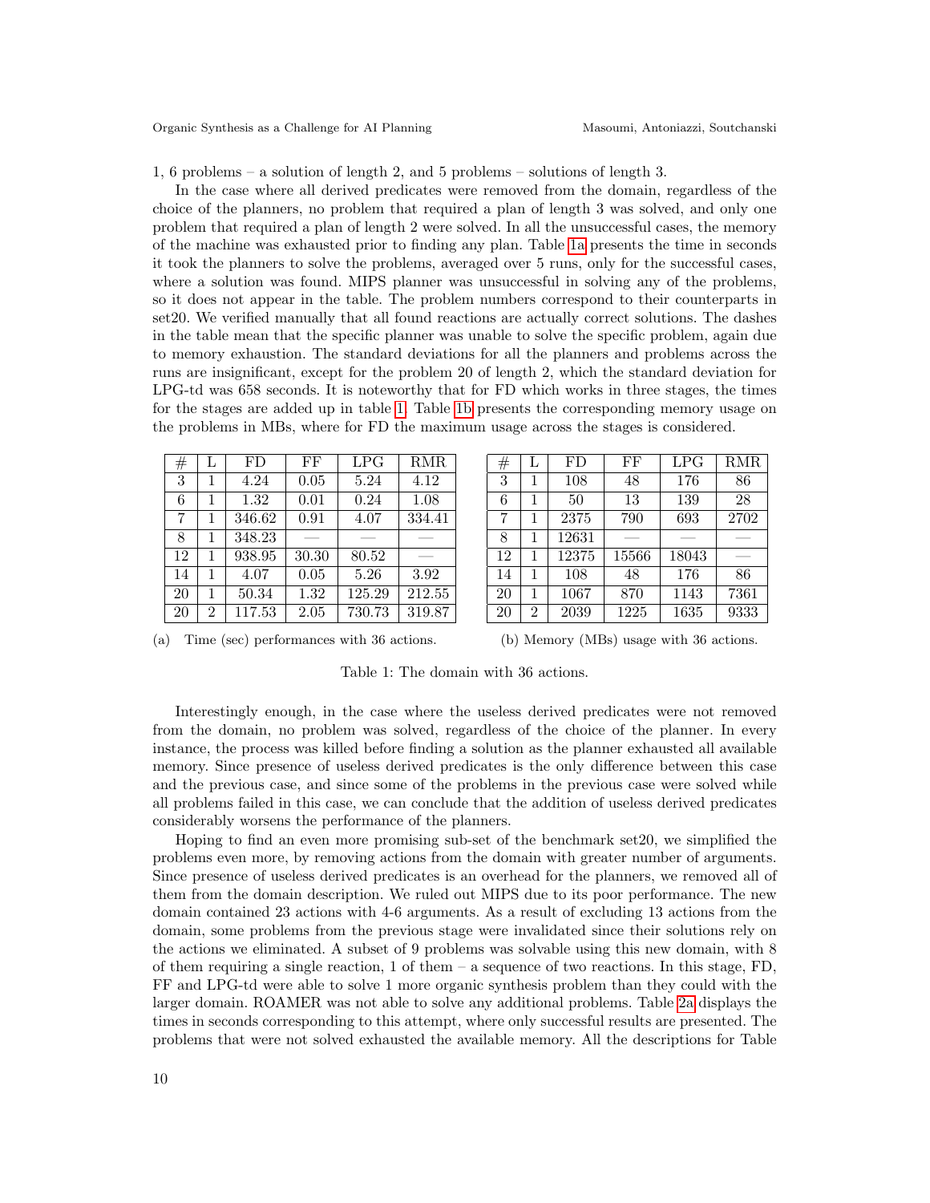1, 6 problems – a solution of length 2, and 5 problems – solutions of length 3.

In the case where all derived predicates were removed from the domain, regardless of the choice of the planners, no problem that required a plan of length 3 was solved, and only one problem that required a plan of length 2 were solved. In all the unsuccessful cases, the memory of the machine was exhausted prior to finding any plan. Table 1a presents the time in seconds it took the planners to solve the problems, averaged over 5 runs, only for the successful cases, where a solution was found. MIPS planner was unsuccessful in solving any of the problems, so it does not appear in the table. The problem numbers correspond to their counterparts in set20. We verified manually that all found reactions are actually correct solutions. The dashes in the table mean that the specific planner was unable to solve the specific problem, again due to memory exhaustion. The standard deviations for all the planners and problems across the runs are insignificant, except for the problem 20 of length 2, which the standard deviation for LPG-td was 658 seconds. It is noteworthy that for FD which works in three stages, the times for the stages are added up in table 1. Table 1b presents the corresponding memory usage on the problems in MBs, where for FD the maximum usage across the stages is considered.

| # | L | FD | FF | LPG | RMR |
|---|---|---|---|---|---|
| 3 | 1 | 4.24 | 0.05 | 5.24 | 4.12 |
| 6 | 1 | 1.32 | 0.01 | 0.24 | 1.08 |
| 7 | 1 | 346.62 | 0.91 | 4.07 | 334.41 |
| 8 | 1 | 348.23 | — | — | — |
| 12 | 1 | 938.95 | 30.30 | 80.52 | — |
| 14 | 1 | 4.07 | 0.05 | 5.26 | 3.92 |
| 20 | 1 | 50.34 | 1.32 | 125.29 | 212.55 |
| 20 | 2 | 117.53 | 2.05 | 730.73 | 319.87 |

(a) Time (sec) performances with 36 actions.

| # | L | FD | FF | LPG | RMR |
|---|---|---|---|---|---|
| 3 | 1 | 108 | 48 | 176 | 86 |
| 6 | 1 | 50 | 13 | 139 | 28 |
| 7 | 1 | 2375 | 790 | 693 | 2702 |
| 8 | 1 | 12631 | — | — | — |
| 12 | 1 | 12375 | 15566 | 18043 | — |
| 14 | 1 | 108 | 48 | 176 | 86 |
| 20 | 1 | 1067 | 870 | 1143 | 7361 |
| 20 | 2 | 2039 | 1225 | 1635 | 9333 |

(b) Memory (MBs) usage with 36 actions.

Table 1: The domain with 36 actions.

Interestingly enough, in the case where the useless derived predicates were not removed from the domain, no problem was solved, regardless of the choice of the planner. In every instance, the process was killed before finding a solution as the planner exhausted all available memory. Since presence of useless derived predicates is the only difference between this case and the previous case, and since some of the problems in the previous case were solved while all problems failed in this case, we can conclude that the addition of useless derived predicates considerably worsens the performance of the planners.

Hoping to find an even more promising sub-set of the benchmark set20, we simplified the problems even more, by removing actions from the domain with greater number of arguments. Since presence of useless derived predicates is an overhead for the planners, we removed all of them from the domain description. We ruled out MIPS due to its poor performance. The new domain contained 23 actions with 4-6 arguments. As a result of excluding 13 actions from the domain, some problems from the previous stage were invalidated since their solutions rely on the actions we eliminated. A subset of 9 problems was solvable using this new domain, with 8 of them requiring a single reaction, 1 of them – a sequence of two reactions. In this stage, FD, FF and LPG-td were able to solve 1 more organic synthesis problem than they could with the larger domain. ROAMER was not able to solve any additional problems. Table 2a displays the times in seconds corresponding to this attempt, where only successful results are presented. The problems that were not solved exhausted the available memory. All the descriptions for Table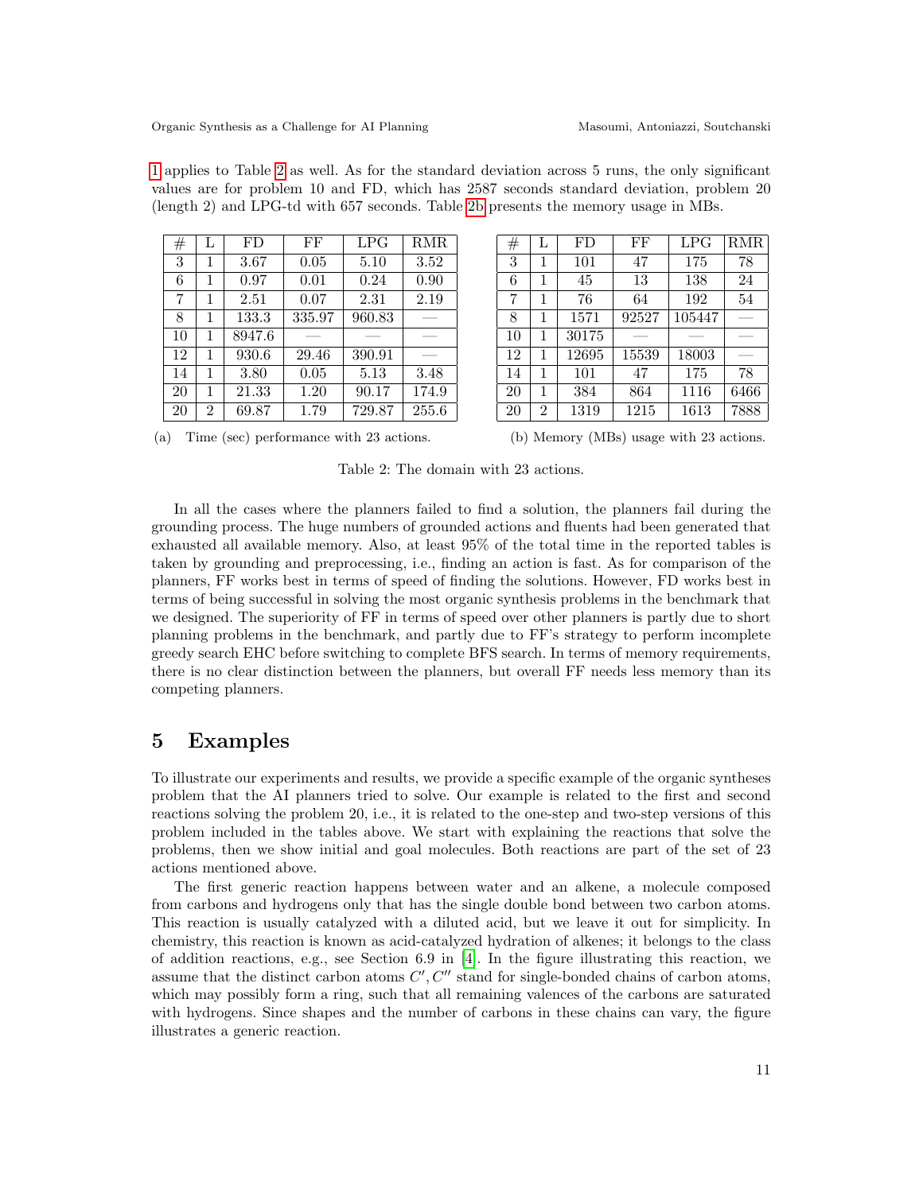1 applies to Table 2 as well. As for the standard deviation across 5 runs, the only significant values are for problem 10 and FD, which has 2587 seconds standard deviation, problem 20 (length 2) and LPG-td with 657 seconds. Table 2b presents the memory usage in MBs.

| # | L | FD | FF | LPG | RMR |
|---|---|---|---|---|---|
| 3 | 1 | 3.67 | 0.05 | 5.10 | 3.52 |
| 6 | 1 | 0.97 | 0.01 | 0.24 | 0.90 |
| 7 | 1 | 2.51 | 0.07 | 2.31 | 2.19 |
| 8 | 1 | 133.3 | 335.97 | 960.83 | — |
| 10 | 1 | 8947.6 | — | — | — |
| 12 | 1 | 930.6 | 29.46 | 390.91 | — |
| 14 | 1 | 3.80 | 0.05 | 5.13 | 3.48 |
| 20 | 1 | 21.33 | 1.20 | 90.17 | 174.9 |
| 20 | 2 | 69.87 | 1.79 | 729.87 | 255.6 |

(a) Time (sec) performance with 23 actions.

| # | L | FD | FF | LPG | RMR |
|---|---|---|---|---|---|
| 3 | 1 | 101 | 47 | 175 | 78 |
| 6 | 1 | 45 | 13 | 138 | 24 |
| 7 | 1 | 76 | 64 | 192 | 54 |
| 8 | 1 | 1571 | 92527 | 105447 | — |
| 10 | 1 | 30175 | — | — | — |
| 12 | 1 | 12695 | 15539 | 18003 | — |
| 14 | 1 | 101 | 47 | 175 | 78 |
| 20 | 1 | 384 | 864 | 1116 | 6466 |
| 20 | 2 | 1319 | 1215 | 1613 | 7888 |

(b) Memory (MBs) usage with 23 actions.

Table 2: The domain with 23 actions.

In all the cases where the planners failed to find a solution, the planners fail during the grounding process. The huge numbers of grounded actions and fluents had been generated that exhausted all available memory. Also, at least 95% of the total time in the reported tables is taken by grounding and preprocessing, i.e., finding an action is fast. As for comparison of the planners, FF works best in terms of speed of finding the solutions. However, FD works best in terms of being successful in solving the most organic synthesis problems in the benchmark that we designed. The superiority of FF in terms of speed over other planners is partly due to short planning problems in the benchmark, and partly due to FF's strategy to perform incomplete greedy search EHC before switching to complete BFS search. In terms of memory requirements, there is no clear distinction between the planners, but overall FF needs less memory than its competing planners.

## 5 Examples

To illustrate our experiments and results, we provide a specific example of the organic syntheses problem that the AI planners tried to solve. Our example is related to the first and second reactions solving the problem 20, i.e., it is related to the one-step and two-step versions of this problem included in the tables above. We start with explaining the reactions that solve the problems, then we show initial and goal molecules. Both reactions are part of the set of 23 actions mentioned above.

The first generic reaction happens between water and an alkene, a molecule composed from carbons and hydrogens only that has the single double bond between two carbon atoms. This reaction is usually catalyzed with a diluted acid, but we leave it out for simplicity. In chemistry, this reaction is known as acid-catalyzed hydration of alkenes; it belongs to the class of addition reactions, e.g., see Section 6.9 in [4]. In the figure illustrating this reaction, we assume that the distinct carbon atoms $C', C''$ stand for single-bonded chains of carbon atoms, which may possibly form a ring, such that all remaining valences of the carbons are saturated with hydrogens. Since shapes and the number of carbons in these chains can vary, the figure illustrates a generic reaction.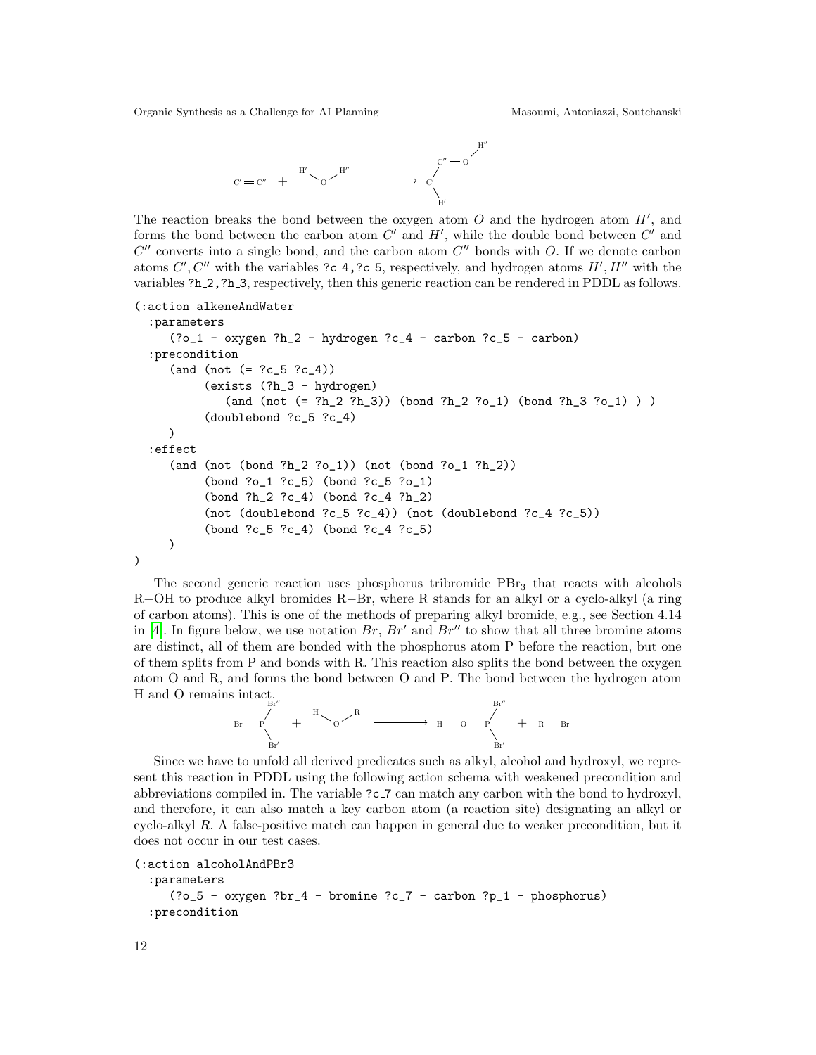The reaction breaks the bond between the oxygen atom $O$ and the hydrogen atom $H'$, and forms the bond between the carbon atom $C'$ and $H'$, while the double bond between $C'$ and $C''$ converts into a single bond, and the carbon atom $C''$ bonds with $O$. If we denote carbon atoms $C', C''$ with the variables ?c_4,?c_5, respectively, and hydrogen atoms $H', H''$ with the variables ?h_2,?h_3, respectively, then this generic reaction can be rendered in PDDL as follows.

```
(:action alkeneAndWater
  :parameters
     (?o_1 - oxygen ?h_2 - hydrogen ?c_4 - carbon ?c_5 - carbon)
  :precondition
     (and (not (= ?c_5 ?c_4))
          (exists (?h_3 - hydrogen)
             (and (not (= ?h_2 ?h_3)) (bond ?h_2 ?o_1) (bond ?h_3 ?o_1) ) )
          (doublebond ?c_5 ?c_4)
     )
  :effect
     (and (not (bond ?h_2 ?o_1)) (not (bond ?o_1 ?h_2))
          (bond ?o_1 ?c_5) (bond ?c_5 ?o_1)
          (bond ?h_2 ?c_4) (bond ?c_4 ?h_2)
          (not (doublebond ?c_5 ?c_4)) (not (doublebond ?c_4 ?c_5))
          (bond ?c_5 ?c_4) (bond ?c_4 ?c_5)
     )
)
```

The second generic reaction uses phosphorus tribromide $PBr_3$ that reacts with alcohols R−OH to produce alkyl bromides R−Br, where R stands for an alkyl or a cyclo-alkyl (a ring of carbon atoms). This is one of the methods of preparing alkyl bromide, e.g., see Section 4.14 in [4]. In figure below, we use notation $Br$, $Br'$ and $Br''$ to show that all three bromine atoms are distinct, all of them are bonded with the phosphorus atom P before the reaction, but one of them splits from P and bonds with R. This reaction also splits the bond between the oxygen atom O and R, and forms the bond between O and P. The bond between the hydrogen atom H and O remains intact.

Since we have to unfold all derived predicates such as alkyl, alcohol and hydroxyl, we represent this reaction in PDDL using the following action schema with weakened precondition and abbreviations compiled in. The variable ?c_7 can match any carbon with the bond to hydroxyl, and therefore, it can also match a key carbon atom (a reaction site) designating an alkyl or cyclo-alkyl $R$. A false-positive match can happen in general due to weaker precondition, but it does not occur in our test cases.

```
(:action alcoholAndPBr3
  :parameters
     (?o_5 - oxygen ?br_4 - bromine ?c_7 - carbon ?p_1 - phosphorus)
  :precondition
```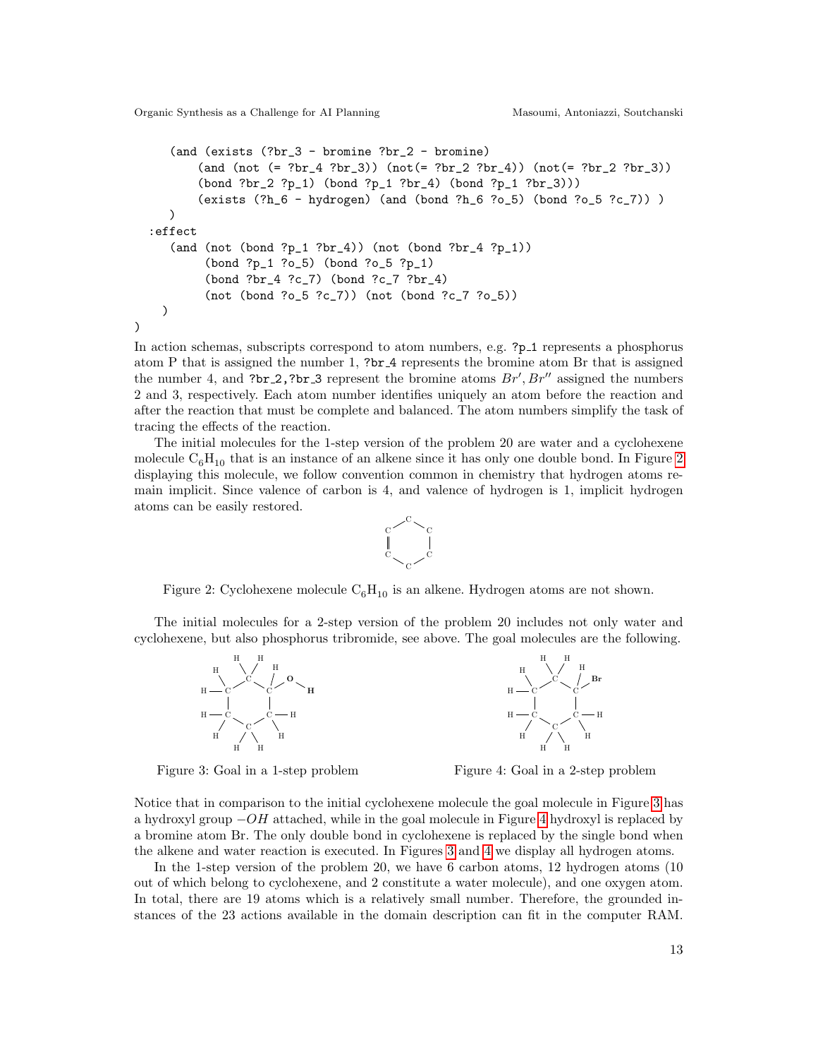```
    (and (exists (?br_3 - bromine ?br_2 - bromine)
         (and (not (= ?br_4 ?br_3)) (not(= ?br_2 ?br_4)) (not(= ?br_2 ?br_3))
         (bond ?br_2 ?p_1) (bond ?p_1 ?br_4) (bond ?p_1 ?br_3)))
         (exists (?h_6 - hydrogen) (and (bond ?h_6 ?o_5) (bond ?o_5 ?c_7)) )
    )
  :effect
    (and (not (bond ?p_1 ?br_4)) (not (bond ?br_4 ?p_1))
         (bond ?p_1 ?o_5) (bond ?o_5 ?p_1)
         (bond ?br_4 ?c_7) (bond ?c_7 ?br_4)
         (not (bond ?o_5 ?c_7)) (not (bond ?c_7 ?o_5))
   )
)
```

In action schemas, subscripts correspond to atom numbers, e.g. `?p_1` represents a phosphorus atom P that is assigned the number 1, `?br_4` represents the bromine atom Br that is assigned the number 4, and `?br_2,?br_3` represent the bromine atoms $Br', Br''$ assigned the numbers 2 and 3, respectively. Each atom number identifies uniquely an atom before the reaction and after the reaction that must be complete and balanced. The atom numbers simplify the task of tracing the effects of the reaction.

The initial molecules for the 1-step version of the problem 20 are water and a cyclohexene molecule $C_6H_{10}$ that is an instance of an alkene since it has only one double bond. In Figure 2 displaying this molecule, we follow convention common in chemistry that hydrogen atoms remain implicit. Since valence of carbon is 4, and valence of hydrogen is 1, implicit hydrogen atoms can be easily restored.

Figure 2: Cyclohexene molecule $C_6H_{10}$ is an alkene. Hydrogen atoms are not shown.

The initial molecules for a 2-step version of the problem 20 includes not only water and cyclohexene, but also phosphorus tribromide, see above. The goal molecules are the following.

Figure 3: Goal in a 1-step problem

Figure 4: Goal in a 2-step problem

Notice that in comparison to the initial cyclohexene molecule the goal molecule in Figure 3 has a hydroxyl group $-OH$ attached, while in the goal molecule in Figure 4 hydroxyl is replaced by a bromine atom Br. The only double bond in cyclohexene is replaced by the single bond when the alkene and water reaction is executed. In Figures 3 and 4 we display all hydrogen atoms.

In the 1-step version of the problem 20, we have 6 carbon atoms, 12 hydrogen atoms (10 out of which belong to cyclohexene, and 2 constitute a water molecule), and one oxygen atom. In total, there are 19 atoms which is a relatively small number. Therefore, the grounded instances of the 23 actions available in the domain description can fit in the computer RAM.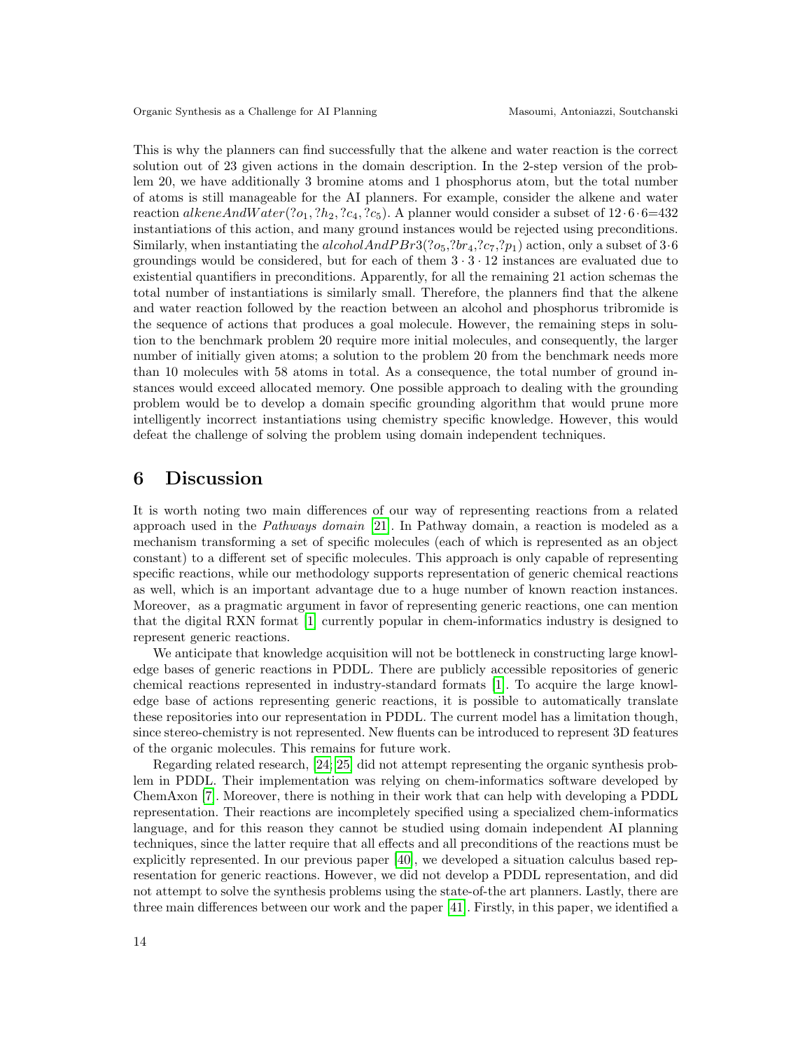This is why the planners can find successfully that the alkene and water reaction is the correct solution out of 23 given actions in the domain description. In the 2-step version of the problem 20, we have additionally 3 bromine atoms and 1 phosphorus atom, but the total number of atoms is still manageable for the AI planners. For example, consider the alkene and water reaction $alkeneAndWater(?o_1, ?h_2, ?c_4, ?c_5)$. A planner would consider a subset of $12 \cdot 6 \cdot 6$=432 instantiations of this action, and many ground instances would be rejected using preconditions. Similarly, when instantiating the $alcoholAndPBr3(?o_5, ?br_4, ?c_7, ?p_1)$ action, only a subset of $3 \cdot 6$ groundings would be considered, but for each of them $3 \cdot 3 \cdot 12$ instances are evaluated due to existential quantifiers in preconditions. Apparently, for all the remaining 21 action schemas the total number of instantiations is similarly small. Therefore, the planners find that the alkene and water reaction followed by the reaction between an alcohol and phosphorus tribromide is the sequence of actions that produces a goal molecule. However, the remaining steps in solution to the benchmark problem 20 require more initial molecules, and consequently, the larger number of initially given atoms; a solution to the problem 20 from the benchmark needs more than 10 molecules with 58 atoms in total. As a consequence, the total number of ground instances would exceed allocated memory. One possible approach to dealing with the grounding problem would be to develop a domain specific grounding algorithm that would prune more intelligently incorrect instantiations using chemistry specific knowledge. However, this would defeat the challenge of solving the problem using domain independent techniques.

## 6 Discussion

It is worth noting two main differences of our way of representing reactions from a related approach used in the *Pathways domain* [21]. In Pathway domain, a reaction is modeled as a mechanism transforming a set of specific molecules (each of which is represented as an object constant) to a different set of specific molecules. This approach is only capable of representing specific reactions, while our methodology supports representation of generic chemical reactions as well, which is an important advantage due to a huge number of known reaction instances. Moreover, as a pragmatic argument in favor of representing generic reactions, one can mention that the digital RXN format [1] currently popular in chem-informatics industry is designed to represent generic reactions.

We anticipate that knowledge acquisition will not be bottleneck in constructing large knowledge bases of generic reactions in PDDL. There are publicly accessible repositories of generic chemical reactions represented in industry-standard formats [1]. To acquire the large knowledge base of actions representing generic reactions, it is possible to automatically translate these repositories into our representation in PDDL. The current model has a limitation though, since stereo-chemistry is not represented. New fluents can be introduced to represent 3D features of the organic molecules. This remains for future work.

Regarding related research, [24; 25] did not attempt representing the organic synthesis problem in PDDL. Their implementation was relying on chem-informatics software developed by ChemAxon [7]. Moreover, there is nothing in their work that can help with developing a PDDL representation. Their reactions are incompletely specified using a specialized chem-informatics language, and for this reason they cannot be studied using domain independent AI planning techniques, since the latter require that all effects and all preconditions of the reactions must be explicitly represented. In our previous paper [40], we developed a situation calculus based representation for generic reactions. However, we did not develop a PDDL representation, and did not attempt to solve the synthesis problems using the state-of-the art planners. Lastly, there are three main differences between our work and the paper [41]. Firstly, in this paper, we identified a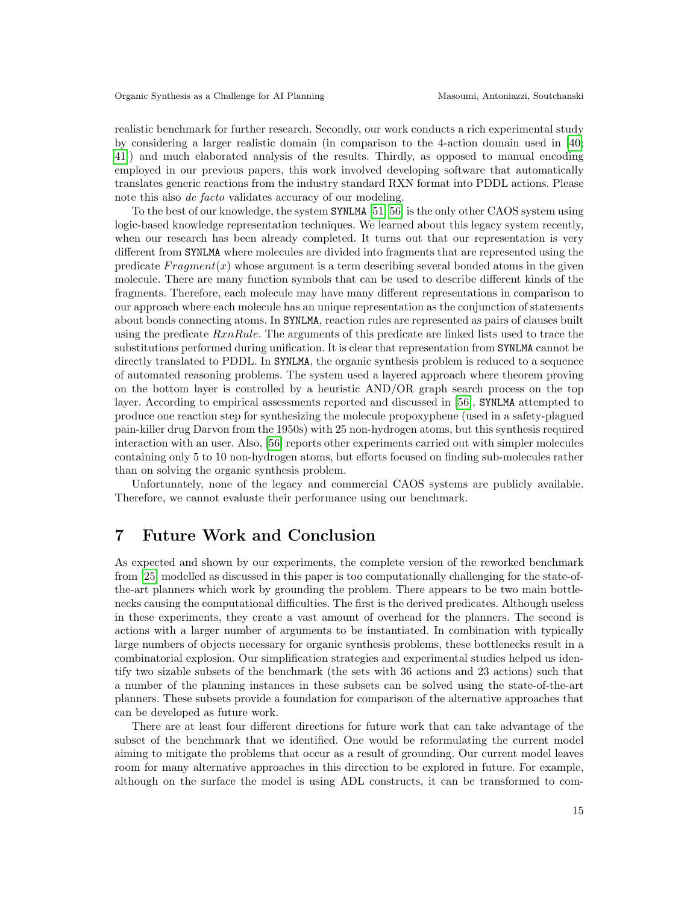realistic benchmark for further research. Secondly, our work conducts a rich experimental study by considering a larger realistic domain (in comparison to the 4-action domain used in [40; 41]) and much elaborated analysis of the results. Thirdly, as opposed to manual encoding employed in our previous papers, this work involved developing software that automatically translates generic reactions from the industry standard RXN format into PDDL actions. Please note this also *de facto* validates accuracy of our modeling.

To the best of our knowledge, the system SYNLMA [51; 56] is the only other CAOS system using logic-based knowledge representation techniques. We learned about this legacy system recently, when our research has been already completed. It turns out that our representation is very different from SYNLMA where molecules are divided into fragments that are represented using the predicate $Fragment(x)$ whose argument is a term describing several bonded atoms in the given molecule. There are many function symbols that can be used to describe different kinds of the fragments. Therefore, each molecule may have many different representations in comparison to our approach where each molecule has an unique representation as the conjunction of statements about bonds connecting atoms. In SYNLMA, reaction rules are represented as pairs of clauses built using the predicate $RxnRule$. The arguments of this predicate are linked lists used to trace the substitutions performed during unification. It is clear that representation from SYNLMA cannot be directly translated to PDDL. In SYNLMA, the organic synthesis problem is reduced to a sequence of automated reasoning problems. The system used a layered approach where theorem proving on the bottom layer is controlled by a heuristic AND/OR graph search process on the top layer. According to empirical assessments reported and discussed in [56], SYNLMA attempted to produce one reaction step for synthesizing the molecule propoxyphene (used in a safety-plagued pain-killer drug Darvon from the 1950s) with 25 non-hydrogen atoms, but this synthesis required interaction with an user. Also, [56] reports other experiments carried out with simpler molecules containing only 5 to 10 non-hydrogen atoms, but efforts focused on finding sub-molecules rather than on solving the organic synthesis problem.

Unfortunately, none of the legacy and commercial CAOS systems are publicly available. Therefore, we cannot evaluate their performance using our benchmark.

# 7 Future Work and Conclusion

As expected and shown by our experiments, the complete version of the reworked benchmark from [25] modelled as discussed in this paper is too computationally challenging for the state-of-the-art planners which work by grounding the problem. There appears to be two main bottlenecks causing the computational difficulties. The first is the derived predicates. Although useless in these experiments, they create a vast amount of overhead for the planners. The second is actions with a larger number of arguments to be instantiated. In combination with typically large numbers of objects necessary for organic synthesis problems, these bottlenecks result in a combinatorial explosion. Our simplification strategies and experimental studies helped us identify two sizable subsets of the benchmark (the sets with 36 actions and 23 actions) such that a number of the planning instances in these subsets can be solved using the state-of-the-art planners. These subsets provide a foundation for comparison of the alternative approaches that can be developed as future work.

There are at least four different directions for future work that can take advantage of the subset of the benchmark that we identified. One would be reformulating the current model aiming to mitigate the problems that occur as a result of grounding. Our current model leaves room for many alternative approaches in this direction to be explored in future. For example, although on the surface the model is using ADL constructs, it can be transformed to com-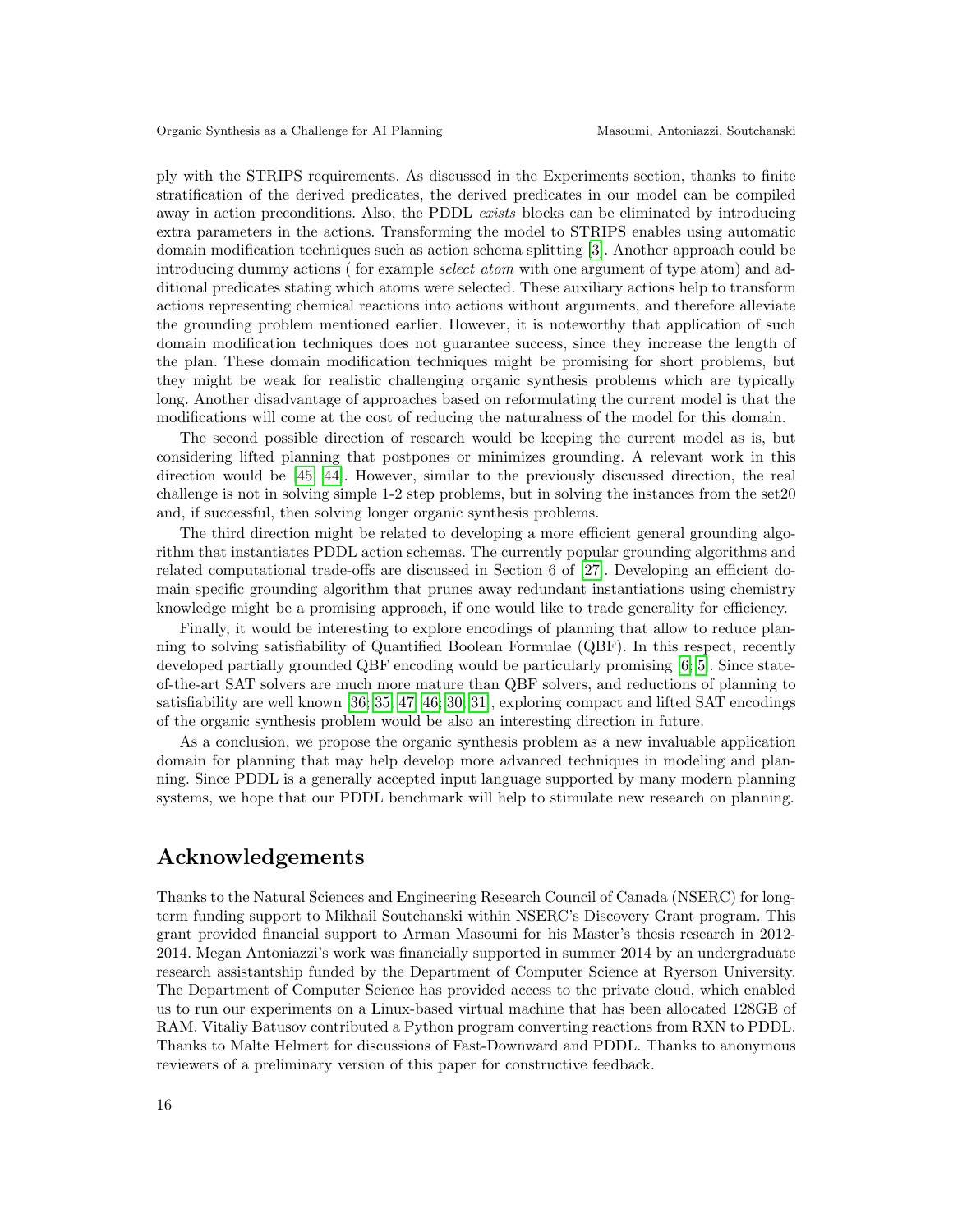ply with the STRIPS requirements. As discussed in the Experiments section, thanks to finite stratification of the derived predicates, the derived predicates in our model can be compiled away in action preconditions. Also, the PDDL *exists* blocks can be eliminated by introducing extra parameters in the actions. Transforming the model to STRIPS enables using automatic domain modification techniques such as action schema splitting [3]. Another approach could be introducing dummy actions ( for example *select_atom* with one argument of type atom) and additional predicates stating which atoms were selected. These auxiliary actions help to transform actions representing chemical reactions into actions without arguments, and therefore alleviate the grounding problem mentioned earlier. However, it is noteworthy that application of such domain modification techniques does not guarantee success, since they increase the length of the plan. These domain modification techniques might be promising for short problems, but they might be weak for realistic challenging organic synthesis problems which are typically long. Another disadvantage of approaches based on reformulating the current model is that the modifications will come at the cost of reducing the naturalness of the model for this domain.

The second possible direction of research would be keeping the current model as is, but considering lifted planning that postpones or minimizes grounding. A relevant work in this direction would be [45; 44]. However, similar to the previously discussed direction, the real challenge is not in solving simple 1-2 step problems, but in solving the instances from the set20 and, if successful, then solving longer organic synthesis problems.

The third direction might be related to developing a more efficient general grounding algorithm that instantiates PDDL action schemas. The currently popular grounding algorithms and related computational trade-offs are discussed in Section 6 of [27]. Developing an efficient domain specific grounding algorithm that prunes away redundant instantiations using chemistry knowledge might be a promising approach, if one would like to trade generality for efficiency.

Finally, it would be interesting to explore encodings of planning that allow to reduce planning to solving satisfiability of Quantified Boolean Formulae (QBF). In this respect, recently developed partially grounded QBF encoding would be particularly promising [6; 5]. Since state-of-the-art SAT solvers are much more mature than QBF solvers, and reductions of planning to satisfiability are well known [36; 35; 47; 46; 30; 31], exploring compact and lifted SAT encodings of the organic synthesis problem would be also an interesting direction in future.

As a conclusion, we propose the organic synthesis problem as a new invaluable application domain for planning that may help develop more advanced techniques in modeling and planning. Since PDDL is a generally accepted input language supported by many modern planning systems, we hope that our PDDL benchmark will help to stimulate new research on planning.

## Acknowledgements

Thanks to the Natural Sciences and Engineering Research Council of Canada (NSERC) for long-term funding support to Mikhail Soutchanski within NSERC's Discovery Grant program. This grant provided financial support to Arman Masoumi for his Master's thesis research in 2012-2014. Megan Antoniazzi's work was financially supported in summer 2014 by an undergraduate research assistantship funded by the Department of Computer Science at Ryerson University. The Department of Computer Science has provided access to the private cloud, which enabled us to run our experiments on a Linux-based virtual machine that has been allocated 128GB of RAM. Vitaliy Batusov contributed a Python program converting reactions from RXN to PDDL. Thanks to Malte Helmert for discussions of Fast-Downward and PDDL. Thanks to anonymous reviewers of a preliminary version of this paper for constructive feedback.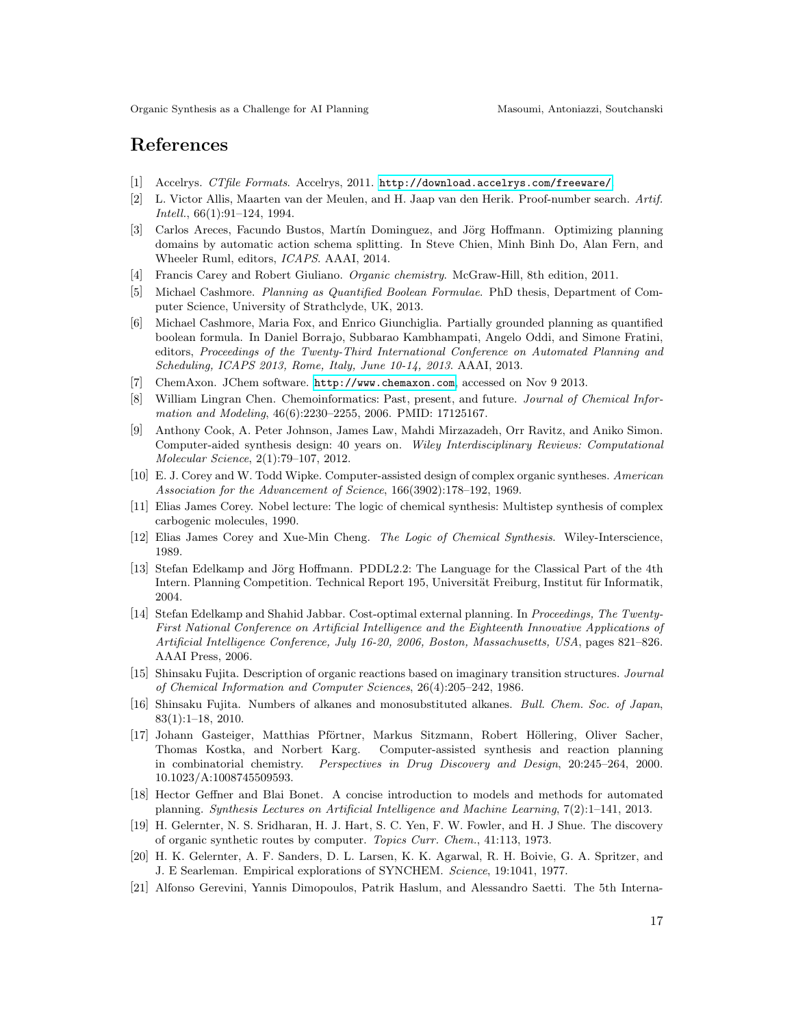# References

[1] Accelrys. *CTfile Formats*. Accelrys, 2011. http://download.accelrys.com/freeware/.

[2] L. Victor Allis, Maarten van der Meulen, and H. Jaap van den Herik. Proof-number search. *Artif. Intell.*, 66(1):91–124, 1994.

[3] Carlos Areces, Facundo Bustos, Martín Dominguez, and Jörg Hoffmann. Optimizing planning domains by automatic action schema splitting. In Steve Chien, Minh Binh Do, Alan Fern, and Wheeler Ruml, editors, *ICAPS*. AAAI, 2014.

[4] Francis Carey and Robert Giuliano. *Organic chemistry*. McGraw-Hill, 8th edition, 2011.

[5] Michael Cashmore. *Planning as Quantified Boolean Formulae*. PhD thesis, Department of Computer Science, University of Strathclyde, UK, 2013.

[6] Michael Cashmore, Maria Fox, and Enrico Giunchiglia. Partially grounded planning as quantified boolean formula. In Daniel Borrajo, Subbarao Kambhampati, Angelo Oddi, and Simone Fratini, editors, *Proceedings of the Twenty-Third International Conference on Automated Planning and Scheduling, ICAPS 2013, Rome, Italy, June 10-14, 2013*. AAAI, 2013.

[7] ChemAxon. JChem software. http://www.chemaxon.com, accessed on Nov 9 2013.

[8] William Lingran Chen. Chemoinformatics: Past, present, and future. *Journal of Chemical Information and Modeling*, 46(6):2230–2255, 2006. PMID: 17125167.

[9] Anthony Cook, A. Peter Johnson, James Law, Mahdi Mirzazadeh, Orr Ravitz, and Aniko Simon. Computer-aided synthesis design: 40 years on. *Wiley Interdisciplinary Reviews: Computational Molecular Science*, 2(1):79–107, 2012.

[10] E. J. Corey and W. Todd Wipke. Computer-assisted design of complex organic syntheses. *American Association for the Advancement of Science*, 166(3902):178–192, 1969.

[11] Elias James Corey. Nobel lecture: The logic of chemical synthesis: Multistep synthesis of complex carbogenic molecules, 1990.

[12] Elias James Corey and Xue-Min Cheng. *The Logic of Chemical Synthesis*. Wiley-Interscience, 1989.

[13] Stefan Edelkamp and Jörg Hoffmann. PDDL2.2: The Language for the Classical Part of the 4th Intern. Planning Competition. Technical Report 195, Universität Freiburg, Institut für Informatik, 2004.

[14] Stefan Edelkamp and Shahid Jabbar. Cost-optimal external planning. In *Proceedings, The Twenty-First National Conference on Artificial Intelligence and the Eighteenth Innovative Applications of Artificial Intelligence Conference, July 16-20, 2006, Boston, Massachusetts, USA*, pages 821–826. AAAI Press, 2006.

[15] Shinsaku Fujita. Description of organic reactions based on imaginary transition structures. *Journal of Chemical Information and Computer Sciences*, 26(4):205–242, 1986.

[16] Shinsaku Fujita. Numbers of alkanes and monosubstituted alkanes. *Bull. Chem. Soc. of Japan*, 83(1):1–18, 2010.

[17] Johann Gasteiger, Matthias Pförtner, Markus Sitzmann, Robert Höllering, Oliver Sacher, Thomas Kostka, and Norbert Karg. Computer-assisted synthesis and reaction planning in combinatorial chemistry. *Perspectives in Drug Discovery and Design*, 20:245–264, 2000. 10.1023/A:1008745509593.

[18] Hector Geffner and Blai Bonet. A concise introduction to models and methods for automated planning. *Synthesis Lectures on Artificial Intelligence and Machine Learning*, 7(2):1–141, 2013.

[19] H. Gelernter, N. S. Sridharan, H. J. Hart, S. C. Yen, F. W. Fowler, and H. J Shue. The discovery of organic synthetic routes by computer. *Topics Curr. Chem.*, 41:113, 1973.

[20] H. K. Gelernter, A. F. Sanders, D. L. Larsen, K. K. Agarwal, R. H. Boivie, G. A. Spritzer, and J. E Searleman. Empirical explorations of SYNCHEM. *Science*, 19:1041, 1977.

[21] Alfonso Gerevini, Yannis Dimopoulos, Patrik Haslum, and Alessandro Saetti. The 5th Interna-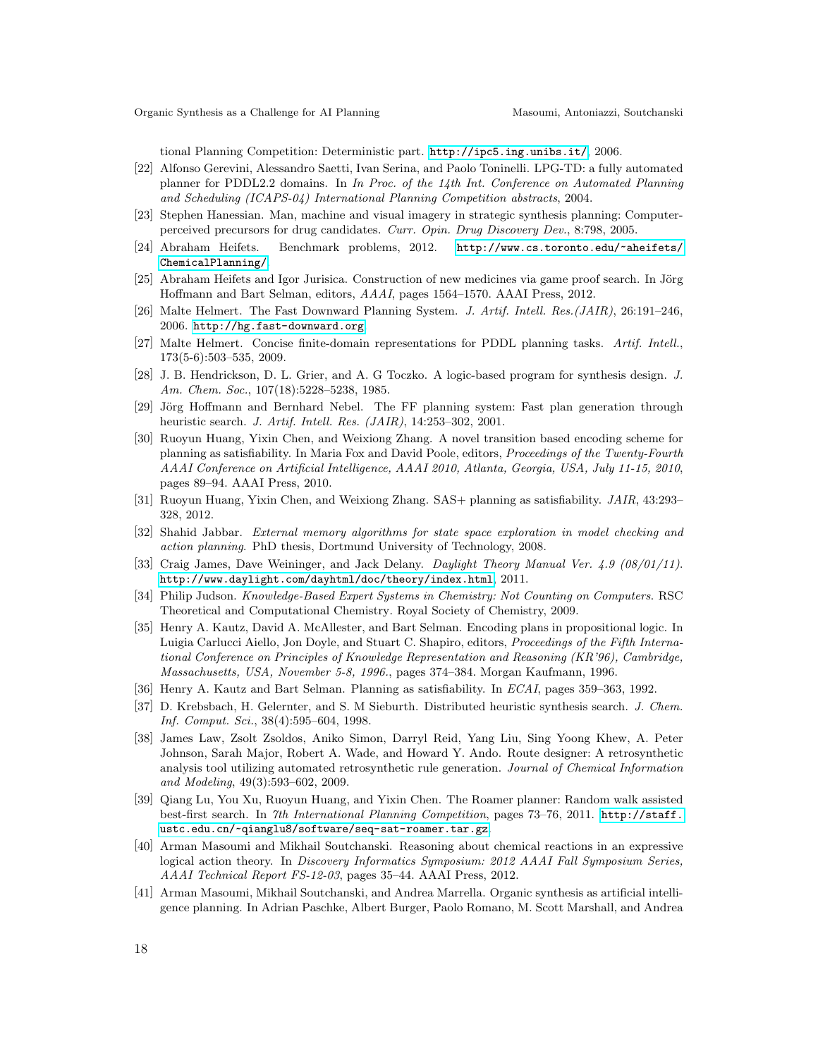tional Planning Competition: Deterministic part. http://ipc5.ing.unibs.it/, 2006.

[22] Alfonso Gerevini, Alessandro Saetti, Ivan Serina, and Paolo Toninelli. LPG-TD: a fully automated planner for PDDL2.2 domains. In *In Proc. of the 14th Int. Conference on Automated Planning and Scheduling (ICAPS-04) International Planning Competition abstracts*, 2004.

[23] Stephen Hanessian. Man, machine and visual imagery in strategic synthesis planning: Computer-perceived precursors for drug candidates. *Curr. Opin. Drug Discovery Dev.*, 8:798, 2005.

[24] Abraham Heifets. Benchmark problems, 2012. http://www.cs.toronto.edu/~aheifets/ChemicalPlanning/.

[25] Abraham Heifets and Igor Jurisica. Construction of new medicines via game proof search. In Jörg Hoffmann and Bart Selman, editors, *AAAI*, pages 1564–1570. AAAI Press, 2012.

[26] Malte Helmert. The Fast Downward Planning System. *J. Artif. Intell. Res.(JAIR)*, 26:191–246, 2006. http://hg.fast-downward.org.

[27] Malte Helmert. Concise finite-domain representations for PDDL planning tasks. *Artif. Intell.*, 173(5-6):503–535, 2009.

[28] J. B. Hendrickson, D. L. Grier, and A. G Toczko. A logic-based program for synthesis design. *J. Am. Chem. Soc.*, 107(18):5228–5238, 1985.

[29] Jörg Hoffmann and Bernhard Nebel. The FF planning system: Fast plan generation through heuristic search. *J. Artif. Intell. Res. (JAIR)*, 14:253–302, 2001.

[30] Ruoyun Huang, Yixin Chen, and Weixiong Zhang. A novel transition based encoding scheme for planning as satisfiability. In Maria Fox and David Poole, editors, *Proceedings of the Twenty-Fourth AAAI Conference on Artificial Intelligence, AAAI 2010, Atlanta, Georgia, USA, July 11-15, 2010*, pages 89–94. AAAI Press, 2010.

[31] Ruoyun Huang, Yixin Chen, and Weixiong Zhang. SAS+ planning as satisfiability. *JAIR*, 43:293–328, 2012.

[32] Shahid Jabbar. *External memory algorithms for state space exploration in model checking and action planning*. PhD thesis, Dortmund University of Technology, 2008.

[33] Craig James, Dave Weininger, and Jack Delany. *Daylight Theory Manual Ver. 4.9 (08/01/11)*. http://www.daylight.com/dayhtml/doc/theory/index.html, 2011.

[34] Philip Judson. *Knowledge-Based Expert Systems in Chemistry: Not Counting on Computers*. RSC Theoretical and Computational Chemistry. Royal Society of Chemistry, 2009.

[35] Henry A. Kautz, David A. McAllester, and Bart Selman. Encoding plans in propositional logic. In Luigia Carlucci Aiello, Jon Doyle, and Stuart C. Shapiro, editors, *Proceedings of the Fifth International Conference on Principles of Knowledge Representation and Reasoning (KR'96), Cambridge, Massachusetts, USA, November 5-8, 1996.*, pages 374–384. Morgan Kaufmann, 1996.

[36] Henry A. Kautz and Bart Selman. Planning as satisfiability. In *ECAI*, pages 359–363, 1992.

[37] D. Krebsbach, H. Gelernter, and S. M Sieburth. Distributed heuristic synthesis search. *J. Chem. Inf. Comput. Sci.*, 38(4):595–604, 1998.

[38] James Law, Zsolt Zsoldos, Aniko Simon, Darryl Reid, Yang Liu, Sing Yoong Khew, A. Peter Johnson, Sarah Major, Robert A. Wade, and Howard Y. Ando. Route designer: A retrosynthetic analysis tool utilizing automated retrosynthetic rule generation. *Journal of Chemical Information and Modeling*, 49(3):593–602, 2009.

[39] Qiang Lu, You Xu, Ruoyun Huang, and Yixin Chen. The Roamer planner: Random walk assisted best-first search. In *7th International Planning Competition*, pages 73–76, 2011. http://staff.ustc.edu.cn/~qianglu8/software/seq-sat-roamer.tar.gz.

[40] Arman Masoumi and Mikhail Soutchanski. Reasoning about chemical reactions in an expressive logical action theory. In *Discovery Informatics Symposium: 2012 AAAI Fall Symposium Series, AAAI Technical Report FS-12-03*, pages 35–44. AAAI Press, 2012.

[41] Arman Masoumi, Mikhail Soutchanski, and Andrea Marrella. Organic synthesis as artificial intelligence planning. In Adrian Paschke, Albert Burger, Paolo Romano, M. Scott Marshall, and Andrea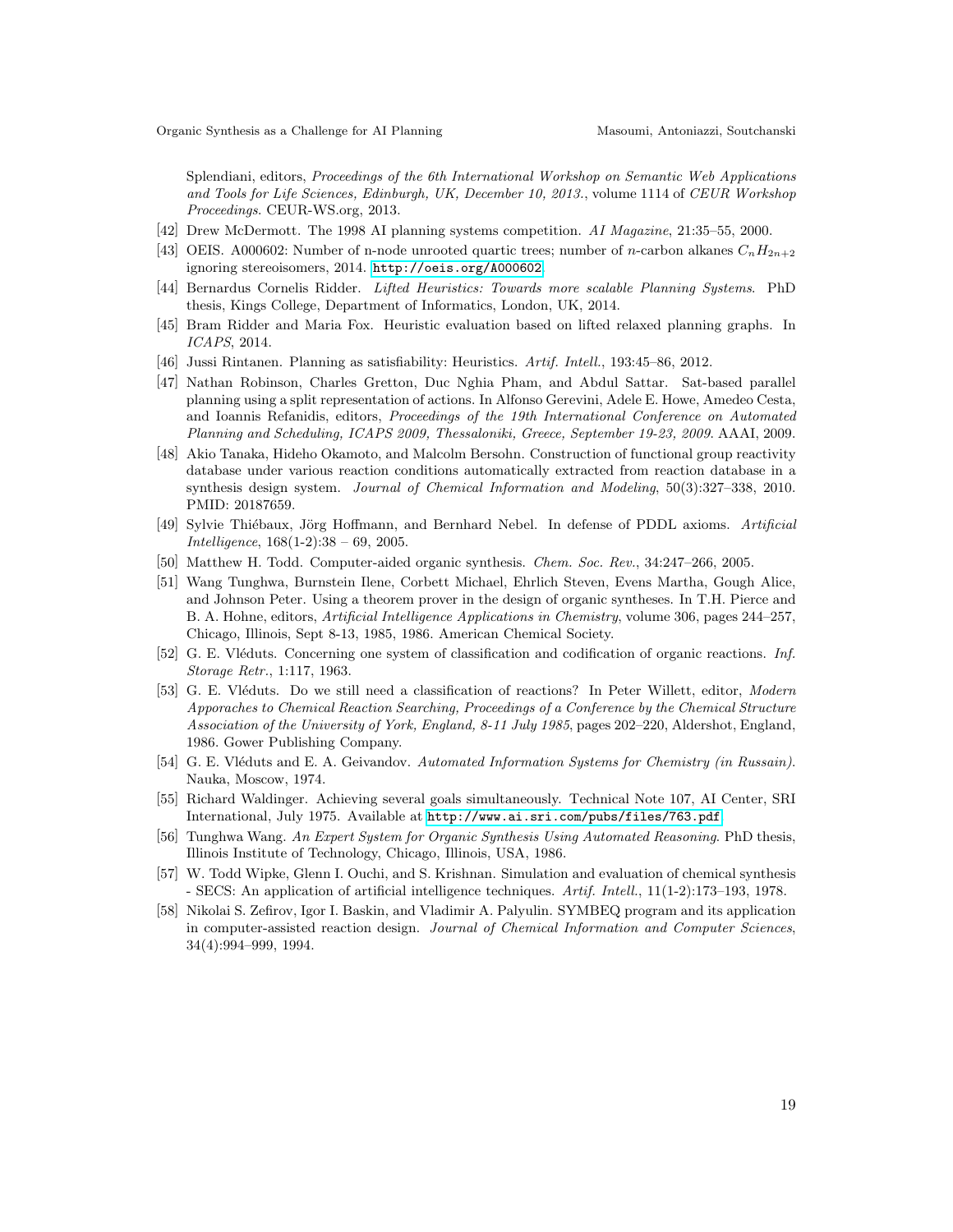Splendiani, editors, *Proceedings of the 6th International Workshop on Semantic Web Applications and Tools for Life Sciences, Edinburgh, UK, December 10, 2013.*, volume 1114 of *CEUR Workshop Proceedings*. CEUR-WS.org, 2013.

[42] Drew McDermott. The 1998 AI planning systems competition. *AI Magazine*, 21:35–55, 2000.

[43] OEIS. A000602: Number of n-node unrooted quartic trees; number of $n$-carbon alkanes $C_nH_{2n+2}$ ignoring stereoisomers, 2014. http://oeis.org/A000602.

[44] Bernardus Cornelis Ridder. *Lifted Heuristics: Towards more scalable Planning Systems*. PhD thesis, Kings College, Department of Informatics, London, UK, 2014.

[45] Bram Ridder and Maria Fox. Heuristic evaluation based on lifted relaxed planning graphs. In *ICAPS*, 2014.

[46] Jussi Rintanen. Planning as satisfiability: Heuristics. *Artif. Intell.*, 193:45–86, 2012.

[47] Nathan Robinson, Charles Gretton, Duc Nghia Pham, and Abdul Sattar. Sat-based parallel planning using a split representation of actions. In Alfonso Gerevini, Adele E. Howe, Amedeo Cesta, and Ioannis Refanidis, editors, *Proceedings of the 19th International Conference on Automated Planning and Scheduling, ICAPS 2009, Thessaloniki, Greece, September 19-23, 2009*. AAAI, 2009.

[48] Akio Tanaka, Hideho Okamoto, and Malcolm Bersohn. Construction of functional group reactivity database under various reaction conditions automatically extracted from reaction database in a synthesis design system. *Journal of Chemical Information and Modeling*, 50(3):327–338, 2010. PMID: 20187659.

[49] Sylvie Thiébaux, Jörg Hoffmann, and Bernhard Nebel. In defense of PDDL axioms. *Artificial Intelligence*, 168(1-2):38 – 69, 2005.

[50] Matthew H. Todd. Computer-aided organic synthesis. *Chem. Soc. Rev.*, 34:247–266, 2005.

[51] Wang Tunghwa, Burnstein Ilene, Corbett Michael, Ehrlich Steven, Evens Martha, Gough Alice, and Johnson Peter. Using a theorem prover in the design of organic syntheses. In T.H. Pierce and B. A. Hohne, editors, *Artificial Intelligence Applications in Chemistry*, volume 306, pages 244–257, Chicago, Illinois, Sept 8-13, 1985, 1986. American Chemical Society.

[52] G. E. Vléduts. Concerning one system of classification and codification of organic reactions. *Inf. Storage Retr.*, 1:117, 1963.

[53] G. E. Vléduts. Do we still need a classification of reactions? In Peter Willett, editor, *Modern Apporaches to Chemical Reaction Searching, Proceedings of a Conference by the Chemical Structure Association of the University of York, England, 8-11 July 1985*, pages 202–220, Aldershot, England, 1986. Gower Publishing Company.

[54] G. E. Vléduts and E. A. Geivandov. *Automated Information Systems for Chemistry (in Russain)*. Nauka, Moscow, 1974.

[55] Richard Waldinger. Achieving several goals simultaneously. Technical Note 107, AI Center, SRI International, July 1975. Available at http://www.ai.sri.com/pubs/files/763.pdf.

[56] Tunghwa Wang. *An Expert System for Organic Synthesis Using Automated Reasoning*. PhD thesis, Illinois Institute of Technology, Chicago, Illinois, USA, 1986.

[57] W. Todd Wipke, Glenn I. Ouchi, and S. Krishnan. Simulation and evaluation of chemical synthesis - SECS: An application of artificial intelligence techniques. *Artif. Intell.*, 11(1-2):173–193, 1978.

[58] Nikolai S. Zefirov, Igor I. Baskin, and Vladimir A. Palyulin. SYMBEQ program and its application in computer-assisted reaction design. *Journal of Chemical Information and Computer Sciences*, 34(4):994–999, 1994.